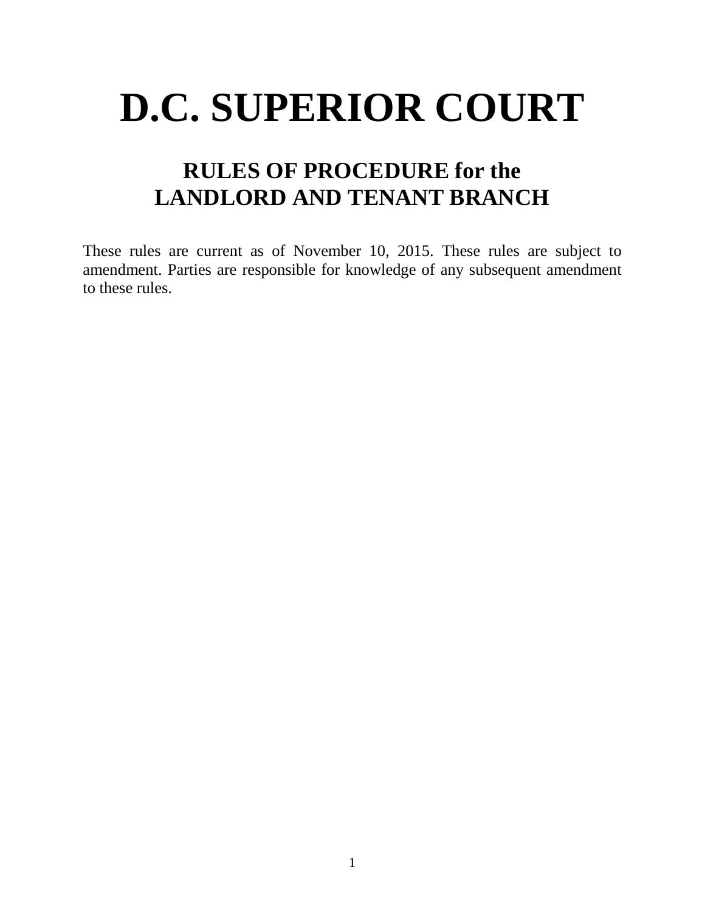# D.C. SUPERIOR COURT

## RULES OF PROCEDURE for the LANDLORD AND TENANT BRANCH

These rules are current as of November 10, 2015. These rules are subject to amendment. Parties are responsible for knowledge of any subsequent amendment to these rules.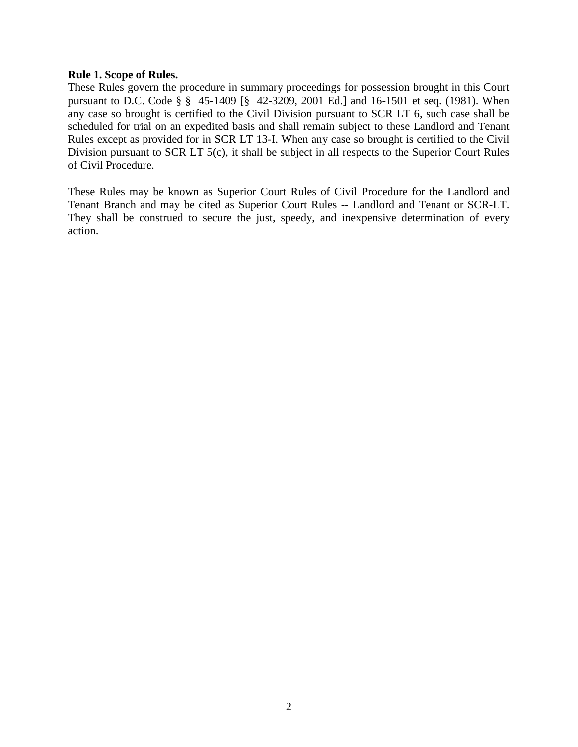**Rule 1. Scope of Rules.**

These Rules govern the procedure in summary proceedings for possession brought in this Court pursuant to D.C. Code § § 45-1409 [§ 42-3209, 2001 Ed.] and 16-1501 et seq. (1981). When any case so brought is certified to the Civil Division pursuant to SCR LT 6, such case shall be scheduled for trial on an expedited basis and shall remain subject to these Landlord and Tenant Rules except as provided for in SCR LT 13-I. When any case so brought is certified to the Civil Division pursuant to SCR LT 5(c), it shall be subject in all respects to the Superior Court Rules of Civil Procedure.

These Rules may be known as Superior Court Rules of Civil Procedure for the Landlord and Tenant Branch and may be cited as Superior Court Rules -- Landlord and Tenant or SCR-LT. They shall be construed to secure the just, speedy, and inexpensive determination of every action.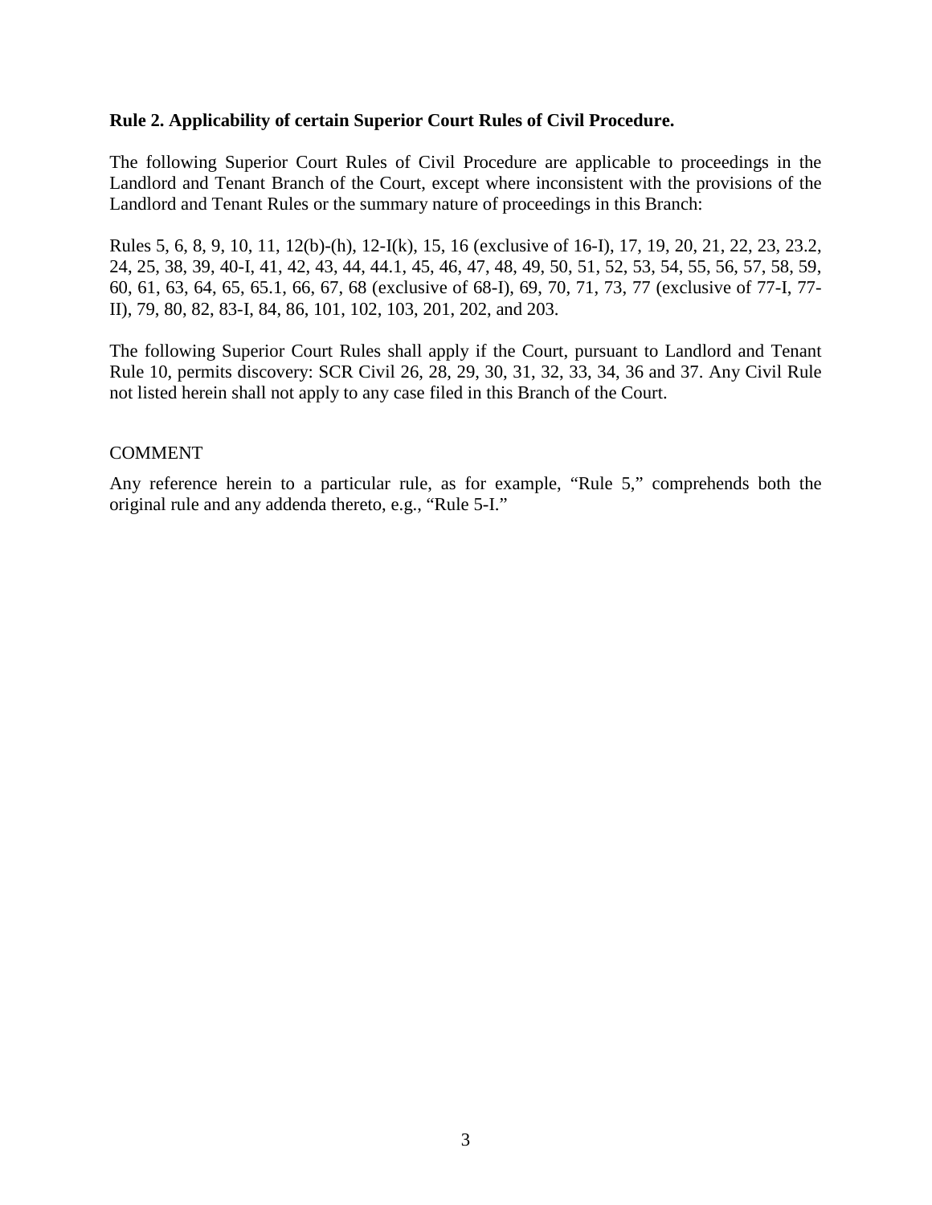**Rule 2. Applicability of certain Superior Court Rules of Civil Procedure.**

The following Superior Court Rules of Civil Procedure are applicable to proceedings in the Landlord and Tenant Branch of the Court, except where inconsistent with the provisions of the Landlord and Tenant Rules or the summary nature of proceedings in this Branch:

Rules 5, 6, 8, 9, 10, 11, 12(b)-(h), 12-I(k), 15, 16 (exclusive of 16-I), 17, 19, 20, 21, 22, 23, 23.2, 24, 25, 38, 39, 40-I, 41, 42, 43, 44, 44.1, 45, 46, 47, 48, 49, 50, 51, 52, 53, 54, 55, 56, 57, 58, 59, 60, 61, 63, 64, 65, 65.1, 66, 67, 68 (exclusive of 68-I), 69, 70, 71, 73, 77 (exclusive of 77-I, 77-II), 79, 80, 82, 83-I, 84, 86, 101, 102, 103, 201, 202, and 203.

The following Superior Court Rules shall apply if the Court, pursuant to Landlord and Tenant Rule 10, permits discovery: SCR Civil 26, 28, 29, 30, 31, 32, 33, 34, 36 and 37. Any Civil Rule not listed herein shall not apply to any case filed in this Branch of the Court.

COMMENT

Any reference herein to a particular rule, as for example, "Rule 5," comprehends both the original rule and any addenda thereto, e.g., "Rule 5-I."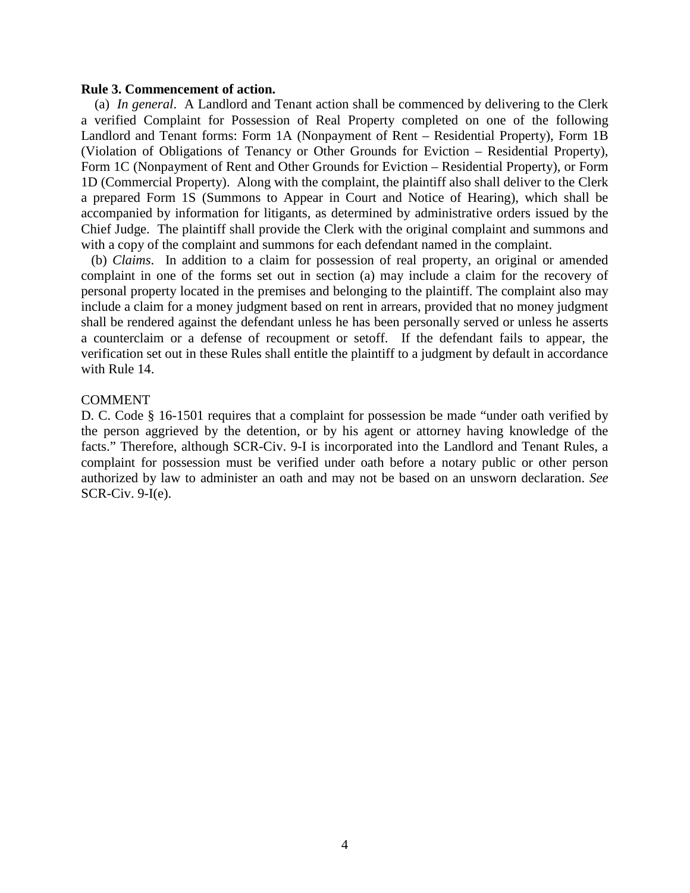**Rule 3. Commencement of action.**

(a) *In general*. A Landlord and Tenant action shall be commenced by delivering to the Clerk a verified Complaint for Possession of Real Property completed on one of the following Landlord and Tenant forms: Form 1A (Nonpayment of Rent – Residential Property), Form 1B (Violation of Obligations of Tenancy or Other Grounds for Eviction – Residential Property), Form 1C (Nonpayment of Rent and Other Grounds for Eviction – Residential Property), or Form 1D (Commercial Property). Along with the complaint, the plaintiff also shall deliver to the Clerk a prepared Form 1S (Summons to Appear in Court and Notice of Hearing), which shall be accompanied by information for litigants, as determined by administrative orders issued by the Chief Judge. The plaintiff shall provide the Clerk with the original complaint and summons and with a copy of the complaint and summons for each defendant named in the complaint.

(b) *Claims*. In addition to a claim for possession of real property, an original or amended complaint in one of the forms set out in section (a) may include a claim for the recovery of personal property located in the premises and belonging to the plaintiff. The complaint also may include a claim for a money judgment based on rent in arrears, provided that no money judgment shall be rendered against the defendant unless he has been personally served or unless he asserts a counterclaim or a defense of recoupment or setoff. If the defendant fails to appear, the verification set out in these Rules shall entitle the plaintiff to a judgment by default in accordance with Rule 14.

COMMENT

D. C. Code § 16-1501 requires that a complaint for possession be made "under oath verified by the person aggrieved by the detention, or by his agent or attorney having knowledge of the facts." Therefore, although SCR-Civ. 9-I is incorporated into the Landlord and Tenant Rules, a complaint for possession must be verified under oath before a notary public or other person authorized by law to administer an oath and may not be based on an unsworn declaration. *See* SCR-Civ. 9-I(e).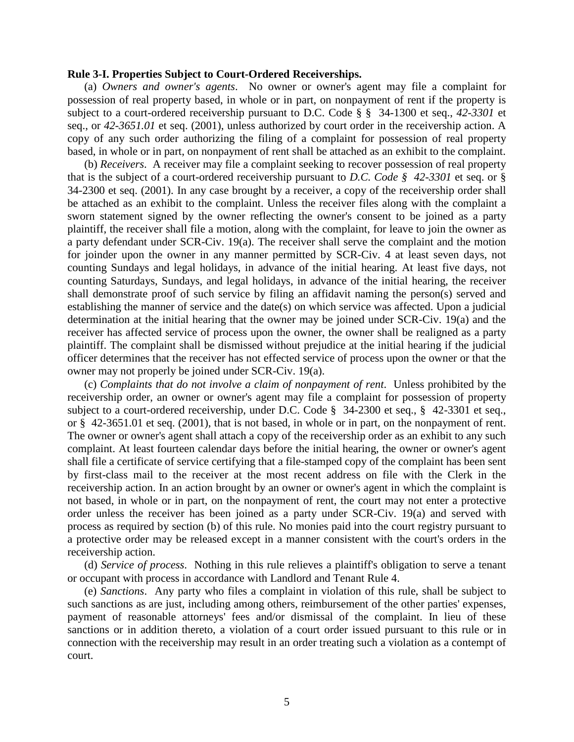**Rule 3-I. Properties Subject to Court-Ordered Receiverships.**

(a) *Owners and owner's agents*. No owner or owner's agent may file a complaint for possession of real property based, in whole or in part, on nonpayment of rent if the property is subject to a court-ordered receivership pursuant to D.C. Code § § 34-1300 et seq., *42-3301* et seq., or *42-3651.01* et seq. (2001), unless authorized by court order in the receivership action. A copy of any such order authorizing the filing of a complaint for possession of real property based, in whole or in part, on nonpayment of rent shall be attached as an exhibit to the complaint.

(b) *Receivers*. A receiver may file a complaint seeking to recover possession of real property that is the subject of a court-ordered receivership pursuant to *D.C. Code § 42-3301* et seq. or § 34-2300 et seq. (2001). In any case brought by a receiver, a copy of the receivership order shall be attached as an exhibit to the complaint. Unless the receiver files along with the complaint a sworn statement signed by the owner reflecting the owner's consent to be joined as a party plaintiff, the receiver shall file a motion, along with the complaint, for leave to join the owner as a party defendant under SCR-Civ. 19(a). The receiver shall serve the complaint and the motion for joinder upon the owner in any manner permitted by SCR-Civ. 4 at least seven days, not counting Sundays and legal holidays, in advance of the initial hearing. At least five days, not counting Saturdays, Sundays, and legal holidays, in advance of the initial hearing, the receiver shall demonstrate proof of such service by filing an affidavit naming the person(s) served and establishing the manner of service and the date(s) on which service was affected. Upon a judicial determination at the initial hearing that the owner may be joined under SCR-Civ. 19(a) and the receiver has affected service of process upon the owner, the owner shall be realigned as a party plaintiff. The complaint shall be dismissed without prejudice at the initial hearing if the judicial officer determines that the receiver has not effected service of process upon the owner or that the owner may not properly be joined under SCR-Civ. 19(a).

(c) *Complaints that do not involve a claim of nonpayment of rent*. Unless prohibited by the receivership order, an owner or owner's agent may file a complaint for possession of property subject to a court-ordered receivership, under D.C. Code § 34-2300 et seq., § 42-3301 et seq., or § 42-3651.01 et seq. (2001), that is not based, in whole or in part, on the nonpayment of rent. The owner or owner's agent shall attach a copy of the receivership order as an exhibit to any such complaint. At least fourteen calendar days before the initial hearing, the owner or owner's agent shall file a certificate of service certifying that a file-stamped copy of the complaint has been sent by first-class mail to the receiver at the most recent address on file with the Clerk in the receivership action. In an action brought by an owner or owner's agent in which the complaint is not based, in whole or in part, on the nonpayment of rent, the court may not enter a protective order unless the receiver has been joined as a party under SCR-Civ. 19(a) and served with process as required by section (b) of this rule. No monies paid into the court registry pursuant to a protective order may be released except in a manner consistent with the court's orders in the receivership action.

(d) *Service of process*. Nothing in this rule relieves a plaintiff's obligation to serve a tenant or occupant with process in accordance with Landlord and Tenant Rule 4.

(e) *Sanctions*. Any party who files a complaint in violation of this rule, shall be subject to such sanctions as are just, including among others, reimbursement of the other parties' expenses, payment of reasonable attorneys' fees and/or dismissal of the complaint. In lieu of these sanctions or in addition thereto, a violation of a court order issued pursuant to this rule or in connection with the receivership may result in an order treating such a violation as a contempt of court.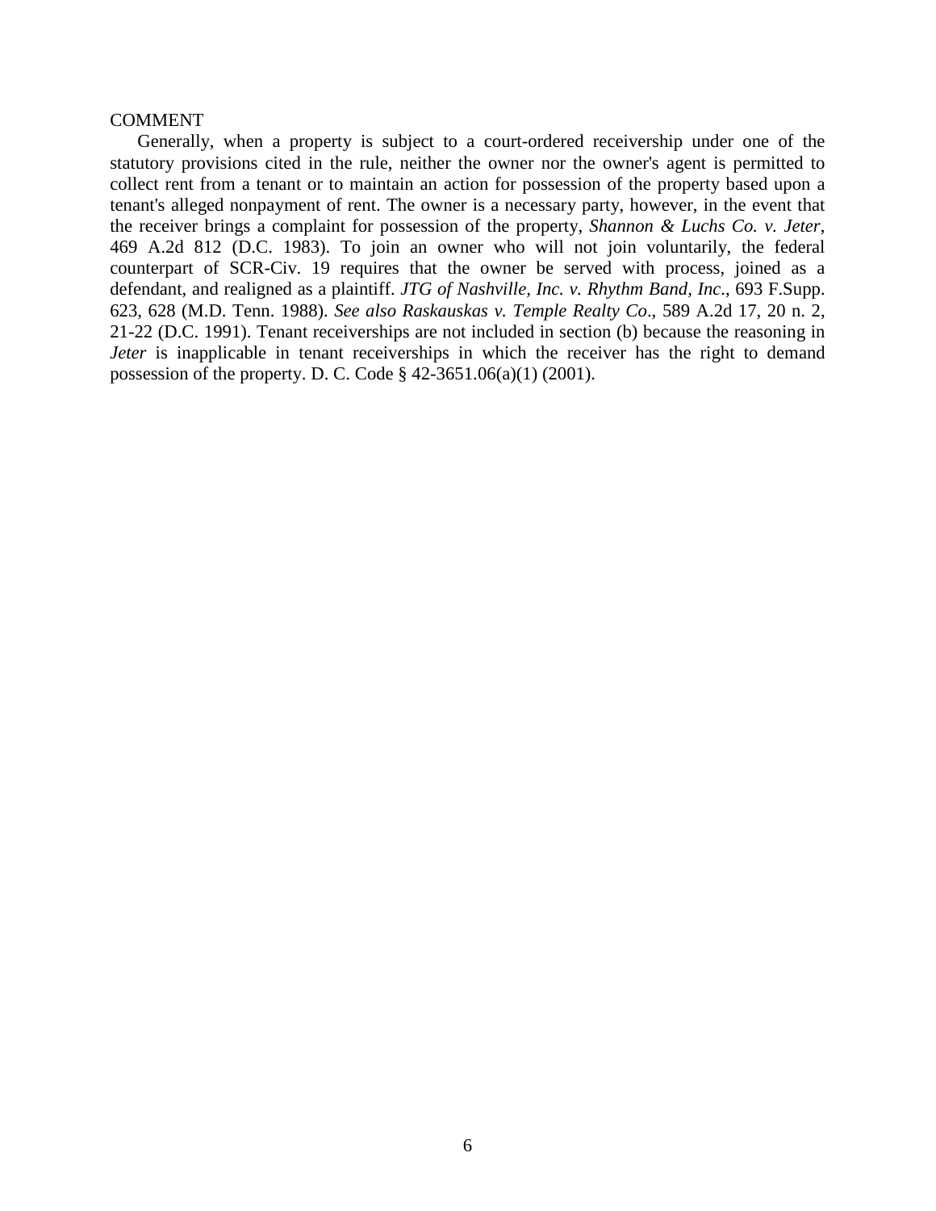COMMENT

Generally, when a property is subject to a court-ordered receivership under one of the statutory provisions cited in the rule, neither the owner nor the owner's agent is permitted to collect rent from a tenant or to maintain an action for possession of the property based upon a tenant's alleged nonpayment of rent. The owner is a necessary party, however, in the event that the receiver brings a complaint for possession of the property, *Shannon & Luchs Co. v. Jeter*, 469 A.2d 812 (D.C. 1983). To join an owner who will not join voluntarily, the federal counterpart of SCR-Civ. 19 requires that the owner be served with process, joined as a defendant, and realigned as a plaintiff. *JTG of Nashville, Inc. v. Rhythm Band, Inc*., 693 F.Supp. 623, 628 (M.D. Tenn. 1988). *See also Raskauskas v. Temple Realty Co*., 589 A.2d 17, 20 n. 2, 21-22 (D.C. 1991). Tenant receiverships are not included in section (b) because the reasoning in *Jeter* is inapplicable in tenant receiverships in which the receiver has the right to demand possession of the property. D. C. Code § 42-3651.06(a)(1) (2001).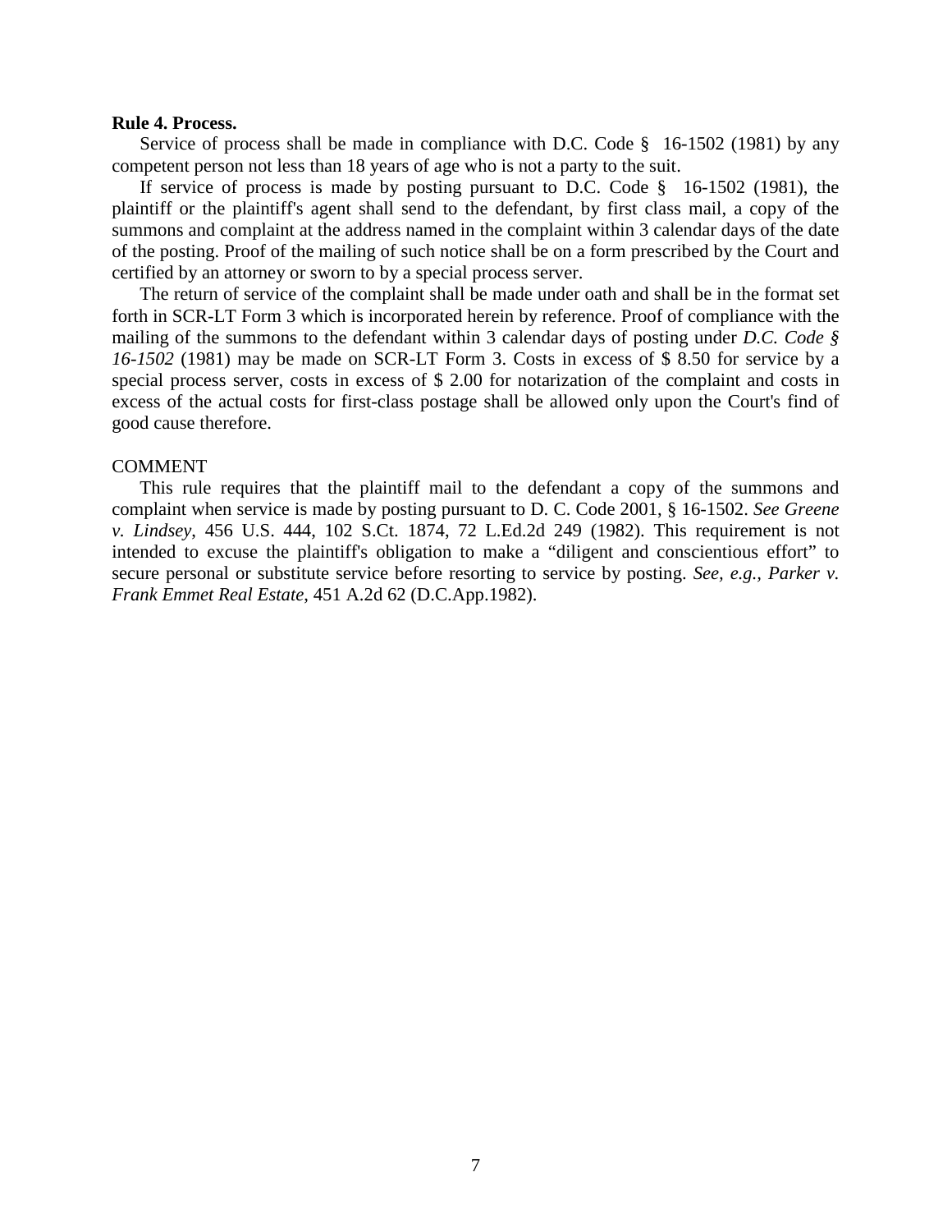**Rule 4. Process.**

Service of process shall be made in compliance with D.C. Code § 16-1502 (1981) by any competent person not less than 18 years of age who is not a party to the suit.

If service of process is made by posting pursuant to D.C. Code § 16-1502 (1981), the plaintiff or the plaintiff's agent shall send to the defendant, by first class mail, a copy of the summons and complaint at the address named in the complaint within 3 calendar days of the date of the posting. Proof of the mailing of such notice shall be on a form prescribed by the Court and certified by an attorney or sworn to by a special process server.

The return of service of the complaint shall be made under oath and shall be in the format set forth in SCR-LT Form 3 which is incorporated herein by reference. Proof of compliance with the mailing of the summons to the defendant within 3 calendar days of posting under *D.C. Code § 16-1502* (1981) may be made on SCR-LT Form 3. Costs in excess of $ 8.50 for service by a special process server, costs in excess of $ 2.00 for notarization of the complaint and costs in excess of the actual costs for first-class postage shall be allowed only upon the Court's find of good cause therefore.

COMMENT

This rule requires that the plaintiff mail to the defendant a copy of the summons and complaint when service is made by posting pursuant to D. C. Code 2001, § 16-1502. *See Greene v. Lindsey*, 456 U.S. 444, 102 S.Ct. 1874, 72 L.Ed.2d 249 (1982). This requirement is not intended to excuse the plaintiff's obligation to make a "diligent and conscientious effort" to secure personal or substitute service before resorting to service by posting. *See, e.g., Parker v. Frank Emmet Real Estate*, 451 A.2d 62 (D.C.App.1982).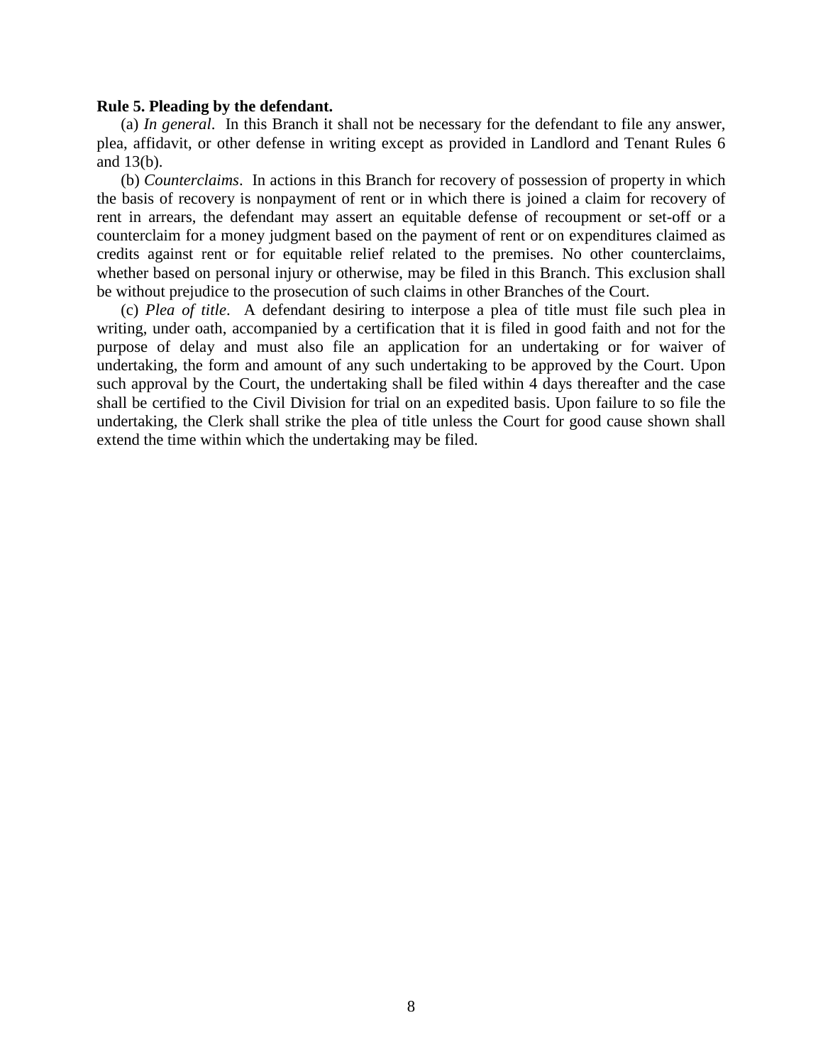**Rule 5. Pleading by the defendant.**

(a) *In general*. In this Branch it shall not be necessary for the defendant to file any answer, plea, affidavit, or other defense in writing except as provided in Landlord and Tenant Rules 6 and 13(b).

(b) *Counterclaims*. In actions in this Branch for recovery of possession of property in which the basis of recovery is nonpayment of rent or in which there is joined a claim for recovery of rent in arrears, the defendant may assert an equitable defense of recoupment or set-off or a counterclaim for a money judgment based on the payment of rent or on expenditures claimed as credits against rent or for equitable relief related to the premises. No other counterclaims, whether based on personal injury or otherwise, may be filed in this Branch. This exclusion shall be without prejudice to the prosecution of such claims in other Branches of the Court.

(c) *Plea of title*. A defendant desiring to interpose a plea of title must file such plea in writing, under oath, accompanied by a certification that it is filed in good faith and not for the purpose of delay and must also file an application for an undertaking or for waiver of undertaking, the form and amount of any such undertaking to be approved by the Court. Upon such approval by the Court, the undertaking shall be filed within 4 days thereafter and the case shall be certified to the Civil Division for trial on an expedited basis. Upon failure to so file the undertaking, the Clerk shall strike the plea of title unless the Court for good cause shown shall extend the time within which the undertaking may be filed.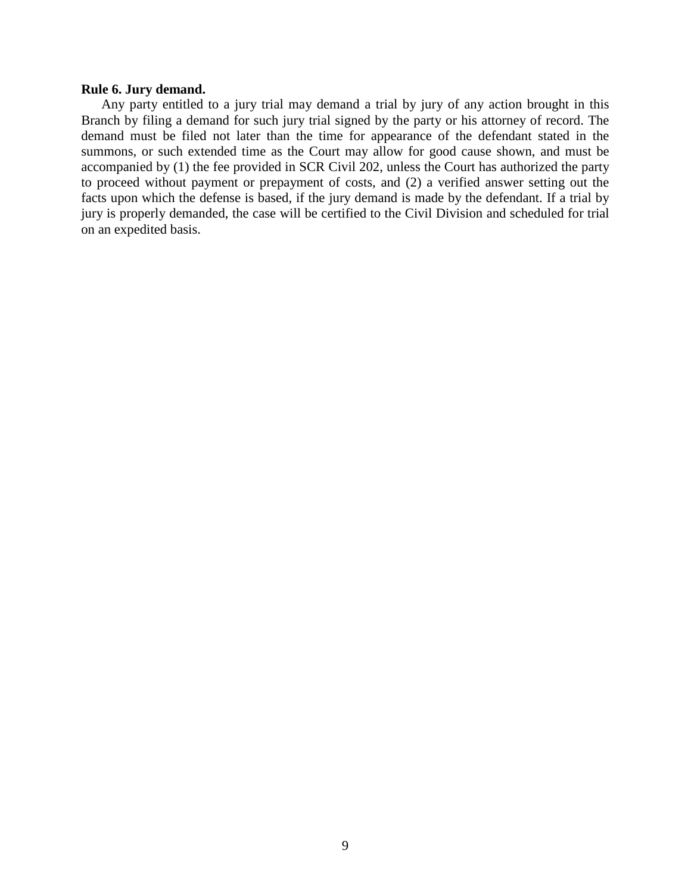**Rule 6. Jury demand.**

Any party entitled to a jury trial may demand a trial by jury of any action brought in this Branch by filing a demand for such jury trial signed by the party or his attorney of record. The demand must be filed not later than the time for appearance of the defendant stated in the summons, or such extended time as the Court may allow for good cause shown, and must be accompanied by (1) the fee provided in SCR Civil 202, unless the Court has authorized the party to proceed without payment or prepayment of costs, and (2) a verified answer setting out the facts upon which the defense is based, if the jury demand is made by the defendant. If a trial by jury is properly demanded, the case will be certified to the Civil Division and scheduled for trial on an expedited basis.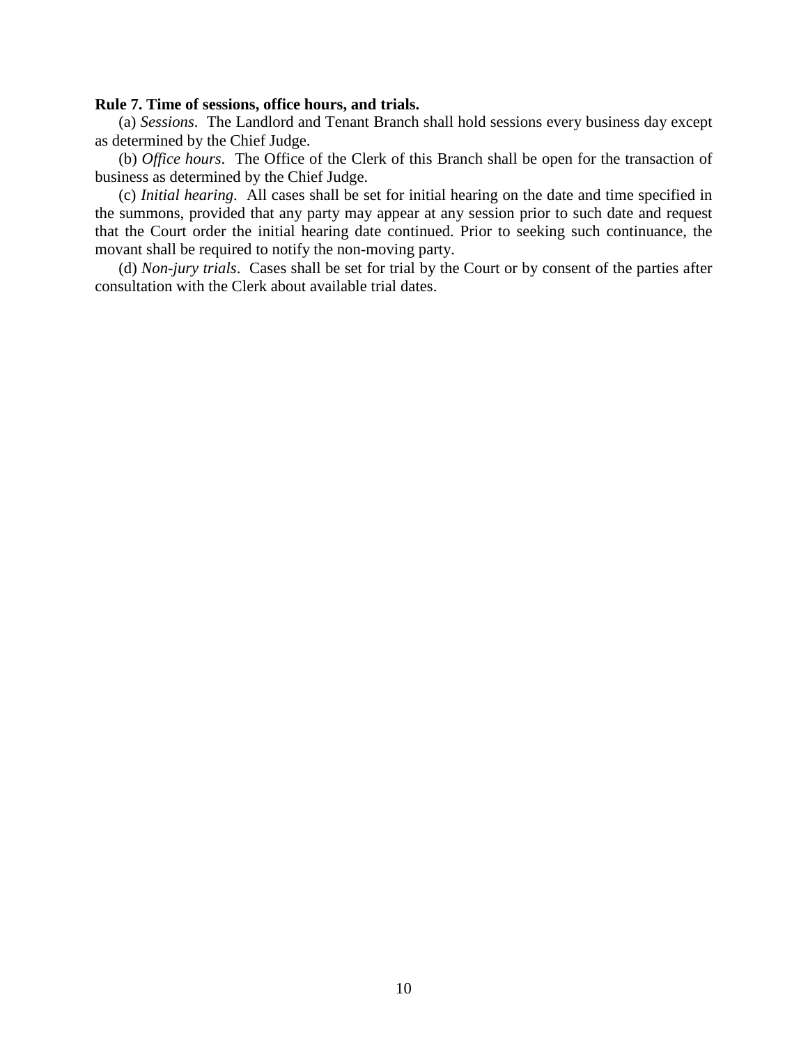**Rule 7. Time of sessions, office hours, and trials.**

(a) *Sessions*. The Landlord and Tenant Branch shall hold sessions every business day except as determined by the Chief Judge.

(b) *Office hours*. The Office of the Clerk of this Branch shall be open for the transaction of business as determined by the Chief Judge.

(c) *Initial hearing*. All cases shall be set for initial hearing on the date and time specified in the summons, provided that any party may appear at any session prior to such date and request that the Court order the initial hearing date continued. Prior to seeking such continuance, the movant shall be required to notify the non-moving party.

(d) *Non-jury trials*. Cases shall be set for trial by the Court or by consent of the parties after consultation with the Clerk about available trial dates.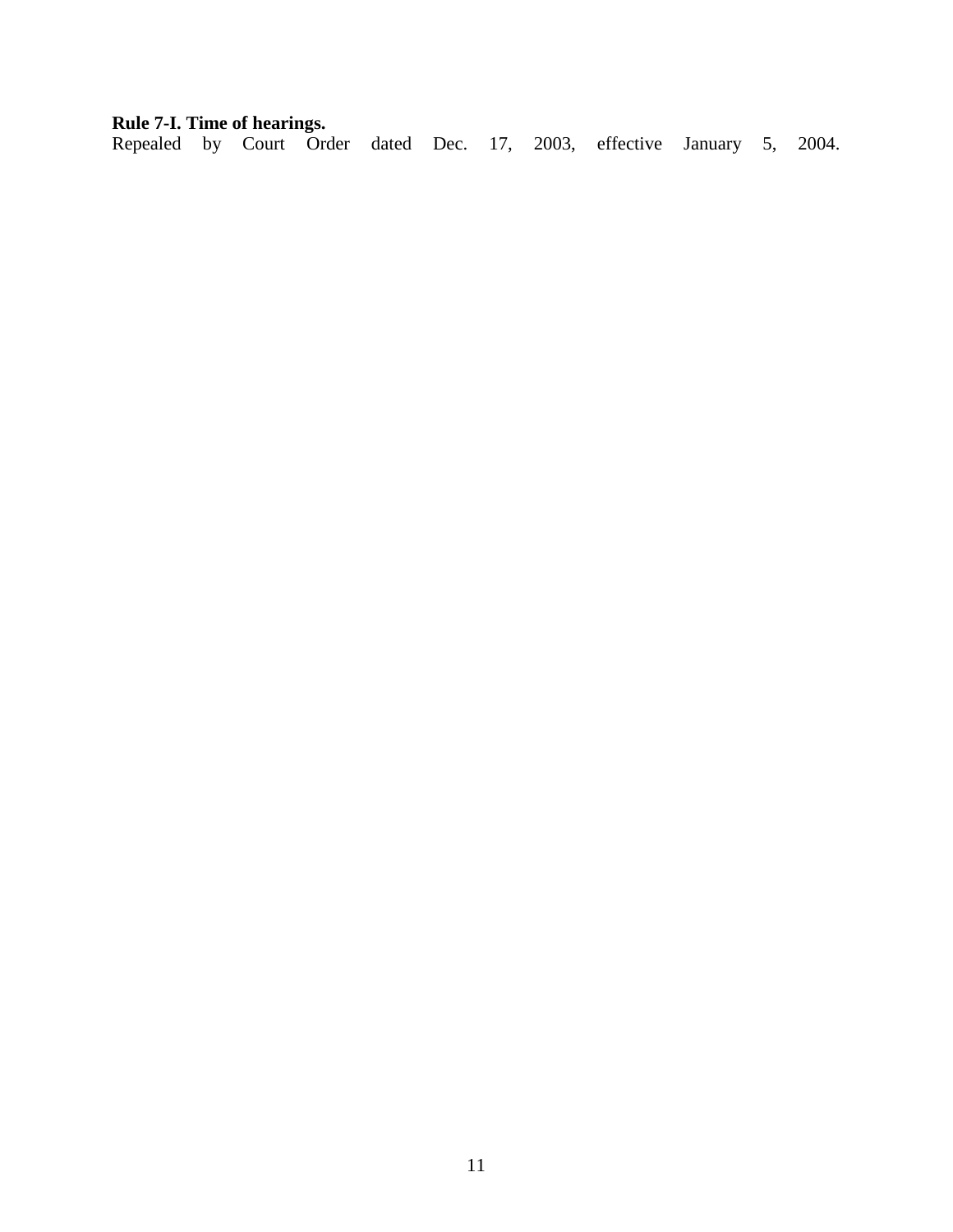**Rule 7-I. Time of hearings.**

Repealed by Court Order dated Dec. 17, 2003, effective January 5, 2004.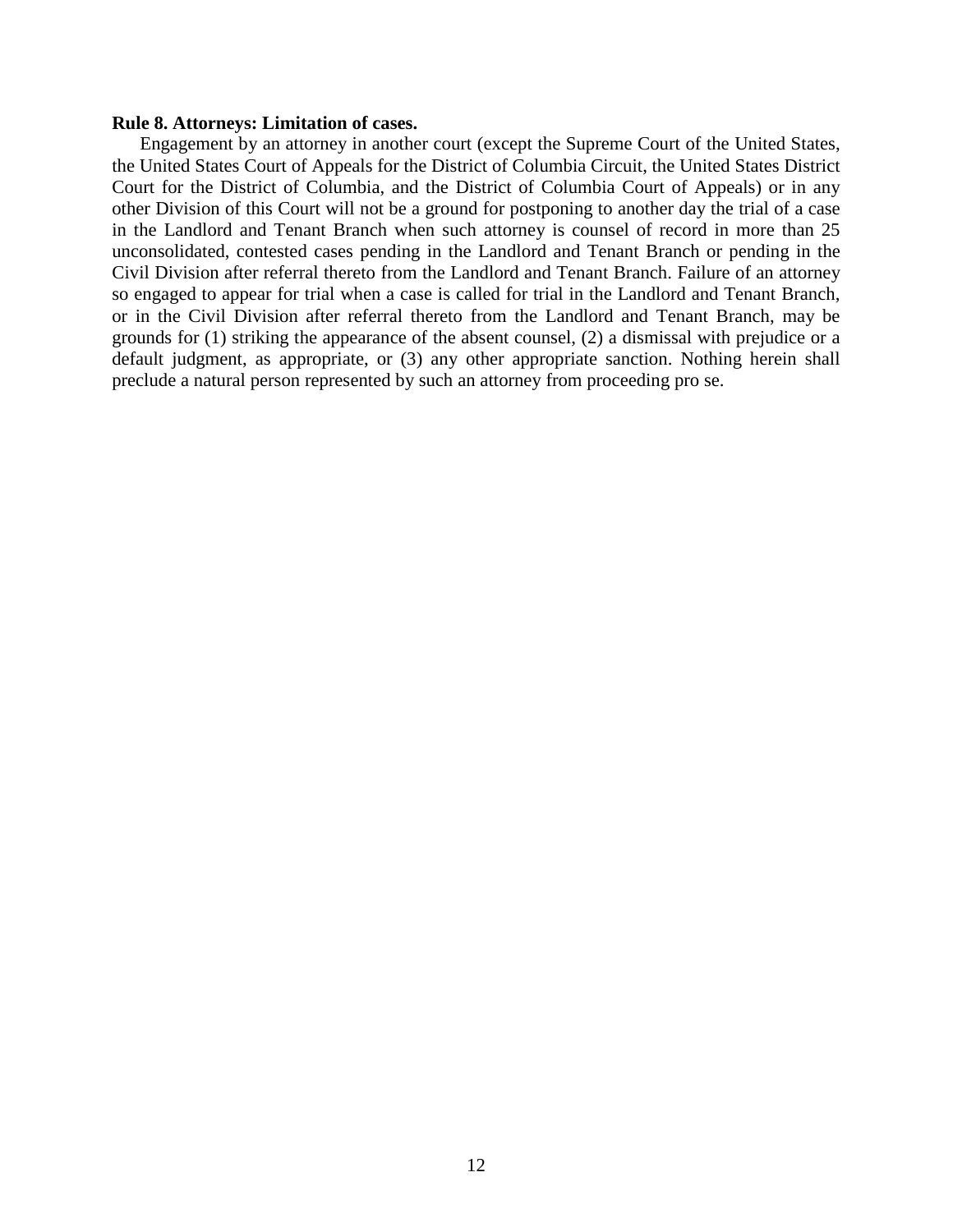**Rule 8. Attorneys: Limitation of cases.**

Engagement by an attorney in another court (except the Supreme Court of the United States, the United States Court of Appeals for the District of Columbia Circuit, the United States District Court for the District of Columbia, and the District of Columbia Court of Appeals) or in any other Division of this Court will not be a ground for postponing to another day the trial of a case in the Landlord and Tenant Branch when such attorney is counsel of record in more than 25 unconsolidated, contested cases pending in the Landlord and Tenant Branch or pending in the Civil Division after referral thereto from the Landlord and Tenant Branch. Failure of an attorney so engaged to appear for trial when a case is called for trial in the Landlord and Tenant Branch, or in the Civil Division after referral thereto from the Landlord and Tenant Branch, may be grounds for (1) striking the appearance of the absent counsel, (2) a dismissal with prejudice or a default judgment, as appropriate, or (3) any other appropriate sanction. Nothing herein shall preclude a natural person represented by such an attorney from proceeding pro se.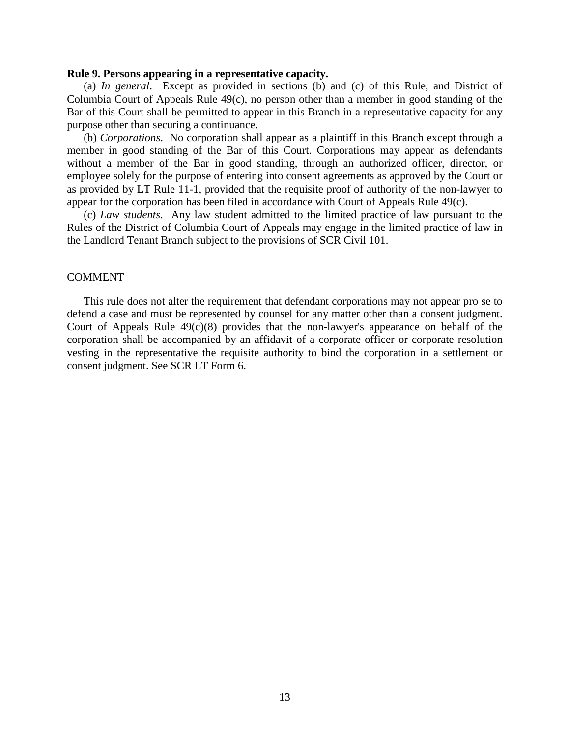**Rule 9. Persons appearing in a representative capacity.**

(a) *In general*. Except as provided in sections (b) and (c) of this Rule, and District of Columbia Court of Appeals Rule 49(c), no person other than a member in good standing of the Bar of this Court shall be permitted to appear in this Branch in a representative capacity for any purpose other than securing a continuance.

(b) *Corporations*. No corporation shall appear as a plaintiff in this Branch except through a member in good standing of the Bar of this Court. Corporations may appear as defendants without a member of the Bar in good standing, through an authorized officer, director, or employee solely for the purpose of entering into consent agreements as approved by the Court or as provided by LT Rule 11-1, provided that the requisite proof of authority of the non-lawyer to appear for the corporation has been filed in accordance with Court of Appeals Rule 49(c).

(c) *Law students*. Any law student admitted to the limited practice of law pursuant to the Rules of the District of Columbia Court of Appeals may engage in the limited practice of law in the Landlord Tenant Branch subject to the provisions of SCR Civil 101.

COMMENT

This rule does not alter the requirement that defendant corporations may not appear pro se to defend a case and must be represented by counsel for any matter other than a consent judgment. Court of Appeals Rule 49(c)(8) provides that the non-lawyer's appearance on behalf of the corporation shall be accompanied by an affidavit of a corporate officer or corporate resolution vesting in the representative the requisite authority to bind the corporation in a settlement or consent judgment. See SCR LT Form 6.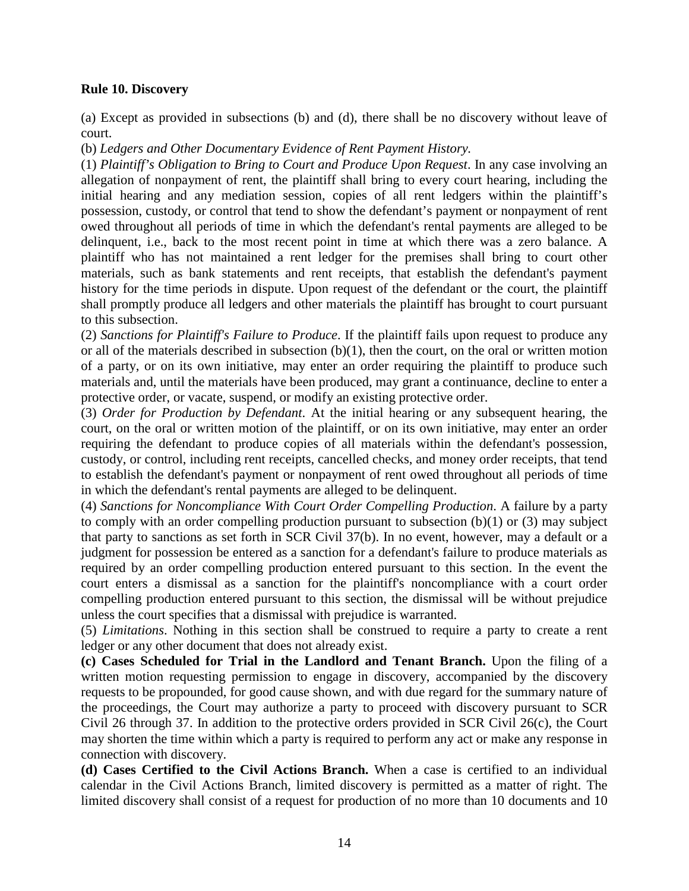**Rule 10. Discovery**

(a) Except as provided in subsections (b) and (d), there shall be no discovery without leave of court.

(b) *Ledgers and Other Documentary Evidence of Rent Payment History.*

(1) *Plaintiff's Obligation to Bring to Court and Produce Upon Request*. In any case involving an allegation of nonpayment of rent, the plaintiff shall bring to every court hearing, including the initial hearing and any mediation session, copies of all rent ledgers within the plaintiff's possession, custody, or control that tend to show the defendant's payment or nonpayment of rent owed throughout all periods of time in which the defendant's rental payments are alleged to be delinquent, i.e., back to the most recent point in time at which there was a zero balance. A plaintiff who has not maintained a rent ledger for the premises shall bring to court other materials, such as bank statements and rent receipts, that establish the defendant's payment history for the time periods in dispute. Upon request of the defendant or the court, the plaintiff shall promptly produce all ledgers and other materials the plaintiff has brought to court pursuant to this subsection.

(2) *Sanctions for Plaintiff's Failure to Produce*. If the plaintiff fails upon request to produce any or all of the materials described in subsection (b)(1), then the court, on the oral or written motion of a party, or on its own initiative, may enter an order requiring the plaintiff to produce such materials and, until the materials have been produced, may grant a continuance, decline to enter a protective order, or vacate, suspend, or modify an existing protective order.

(3) *Order for Production by Defendant*. At the initial hearing or any subsequent hearing, the court, on the oral or written motion of the plaintiff, or on its own initiative, may enter an order requiring the defendant to produce copies of all materials within the defendant's possession, custody, or control, including rent receipts, cancelled checks, and money order receipts, that tend to establish the defendant's payment or nonpayment of rent owed throughout all periods of time in which the defendant's rental payments are alleged to be delinquent.

(4) *Sanctions for Noncompliance With Court Order Compelling Production*. A failure by a party to comply with an order compelling production pursuant to subsection (b)(1) or (3) may subject that party to sanctions as set forth in SCR Civil 37(b). In no event, however, may a default or a judgment for possession be entered as a sanction for a defendant's failure to produce materials as required by an order compelling production entered pursuant to this section. In the event the court enters a dismissal as a sanction for the plaintiff's noncompliance with a court order compelling production entered pursuant to this section, the dismissal will be without prejudice unless the court specifies that a dismissal with prejudice is warranted.

(5) *Limitations*. Nothing in this section shall be construed to require a party to create a rent ledger or any other document that does not already exist.

**(c) Cases Scheduled for Trial in the Landlord and Tenant Branch.** Upon the filing of a written motion requesting permission to engage in discovery, accompanied by the discovery requests to be propounded, for good cause shown, and with due regard for the summary nature of the proceedings, the Court may authorize a party to proceed with discovery pursuant to SCR Civil 26 through 37. In addition to the protective orders provided in SCR Civil 26(c), the Court may shorten the time within which a party is required to perform any act or make any response in connection with discovery.

**(d) Cases Certified to the Civil Actions Branch.** When a case is certified to an individual calendar in the Civil Actions Branch, limited discovery is permitted as a matter of right. The limited discovery shall consist of a request for production of no more than 10 documents and 10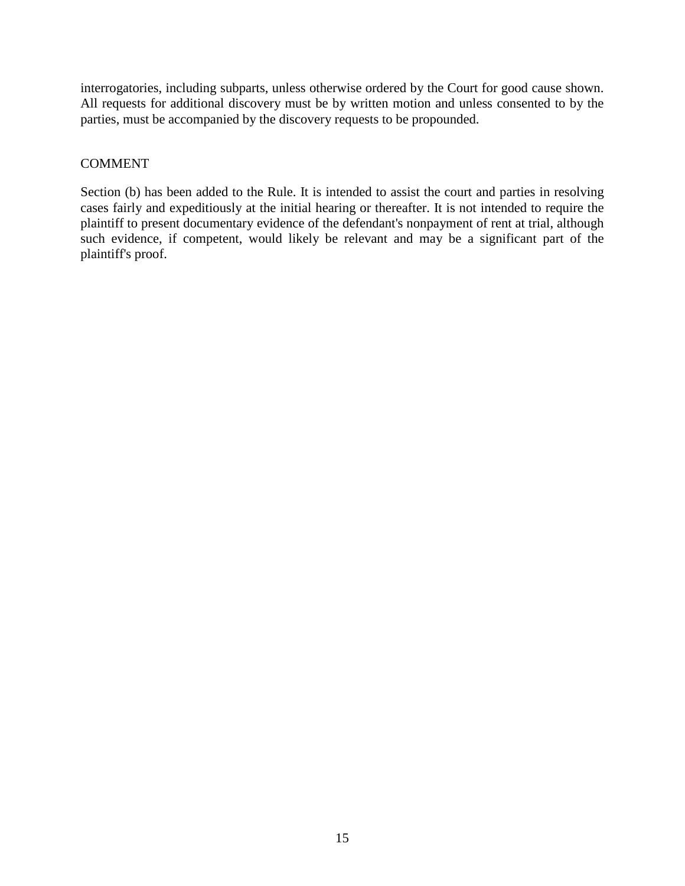interrogatories, including subparts, unless otherwise ordered by the Court for good cause shown. All requests for additional discovery must be by written motion and unless consented to by the parties, must be accompanied by the discovery requests to be propounded.

COMMENT

Section (b) has been added to the Rule. It is intended to assist the court and parties in resolving cases fairly and expeditiously at the initial hearing or thereafter. It is not intended to require the plaintiff to present documentary evidence of the defendant's nonpayment of rent at trial, although such evidence, if competent, would likely be relevant and may be a significant part of the plaintiff's proof.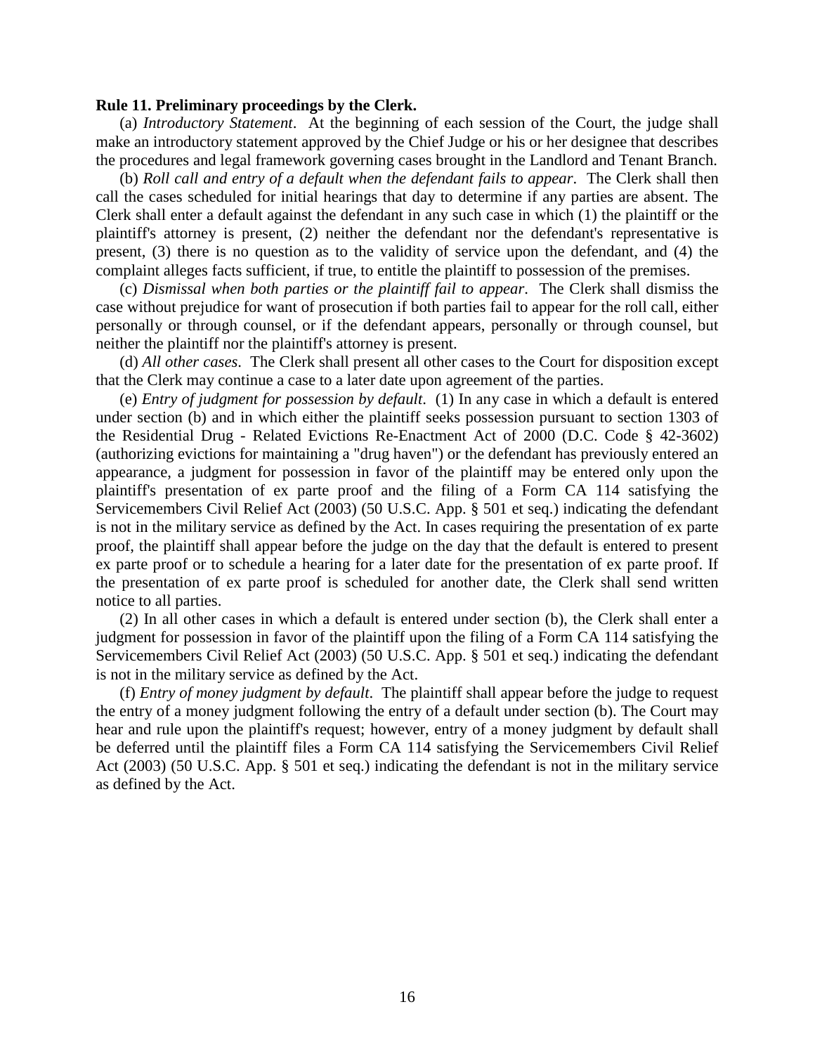**Rule 11. Preliminary proceedings by the Clerk.**

(a) *Introductory Statement*. At the beginning of each session of the Court, the judge shall make an introductory statement approved by the Chief Judge or his or her designee that describes the procedures and legal framework governing cases brought in the Landlord and Tenant Branch.

(b) *Roll call and entry of a default when the defendant fails to appear*. The Clerk shall then call the cases scheduled for initial hearings that day to determine if any parties are absent. The Clerk shall enter a default against the defendant in any such case in which (1) the plaintiff or the plaintiff's attorney is present, (2) neither the defendant nor the defendant's representative is present, (3) there is no question as to the validity of service upon the defendant, and (4) the complaint alleges facts sufficient, if true, to entitle the plaintiff to possession of the premises.

(c) *Dismissal when both parties or the plaintiff fail to appear*. The Clerk shall dismiss the case without prejudice for want of prosecution if both parties fail to appear for the roll call, either personally or through counsel, or if the defendant appears, personally or through counsel, but neither the plaintiff nor the plaintiff's attorney is present.

(d) *All other cases*. The Clerk shall present all other cases to the Court for disposition except that the Clerk may continue a case to a later date upon agreement of the parties.

(e) *Entry of judgment for possession by default*. (1) In any case in which a default is entered under section (b) and in which either the plaintiff seeks possession pursuant to section 1303 of the Residential Drug - Related Evictions Re-Enactment Act of 2000 (D.C. Code § 42-3602) (authorizing evictions for maintaining a "drug haven") or the defendant has previously entered an appearance, a judgment for possession in favor of the plaintiff may be entered only upon the plaintiff's presentation of ex parte proof and the filing of a Form CA 114 satisfying the Servicemembers Civil Relief Act (2003) (50 U.S.C. App. § 501 et seq.) indicating the defendant is not in the military service as defined by the Act. In cases requiring the presentation of ex parte proof, the plaintiff shall appear before the judge on the day that the default is entered to present ex parte proof or to schedule a hearing for a later date for the presentation of ex parte proof. If the presentation of ex parte proof is scheduled for another date, the Clerk shall send written notice to all parties.

(2) In all other cases in which a default is entered under section (b), the Clerk shall enter a judgment for possession in favor of the plaintiff upon the filing of a Form CA 114 satisfying the Servicemembers Civil Relief Act (2003) (50 U.S.C. App. § 501 et seq.) indicating the defendant is not in the military service as defined by the Act.

(f) *Entry of money judgment by default*. The plaintiff shall appear before the judge to request the entry of a money judgment following the entry of a default under section (b). The Court may hear and rule upon the plaintiff's request; however, entry of a money judgment by default shall be deferred until the plaintiff files a Form CA 114 satisfying the Servicemembers Civil Relief Act (2003) (50 U.S.C. App. § 501 et seq.) indicating the defendant is not in the military service as defined by the Act.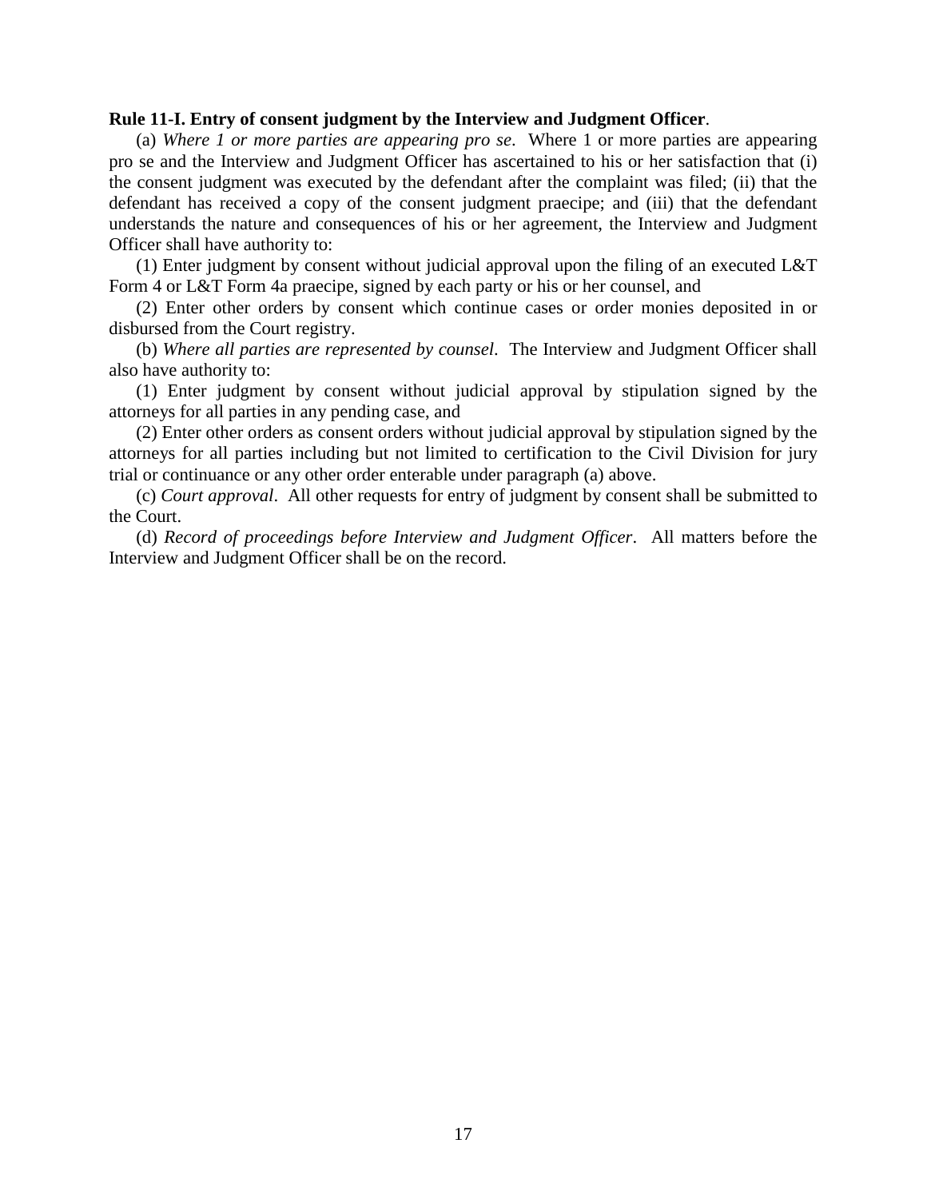**Rule 11-I. Entry of consent judgment by the Interview and Judgment Officer**.

(a) *Where 1 or more parties are appearing pro se*. Where 1 or more parties are appearing pro se and the Interview and Judgment Officer has ascertained to his or her satisfaction that (i) the consent judgment was executed by the defendant after the complaint was filed; (ii) that the defendant has received a copy of the consent judgment praecipe; and (iii) that the defendant understands the nature and consequences of his or her agreement, the Interview and Judgment Officer shall have authority to:

(1) Enter judgment by consent without judicial approval upon the filing of an executed L&T Form 4 or L&T Form 4a praecipe, signed by each party or his or her counsel, and

(2) Enter other orders by consent which continue cases or order monies deposited in or disbursed from the Court registry.

(b) *Where all parties are represented by counsel*. The Interview and Judgment Officer shall also have authority to:

(1) Enter judgment by consent without judicial approval by stipulation signed by the attorneys for all parties in any pending case, and

(2) Enter other orders as consent orders without judicial approval by stipulation signed by the attorneys for all parties including but not limited to certification to the Civil Division for jury trial or continuance or any other order enterable under paragraph (a) above.

(c) *Court approval*. All other requests for entry of judgment by consent shall be submitted to the Court.

(d) *Record of proceedings before Interview and Judgment Officer*. All matters before the Interview and Judgment Officer shall be on the record.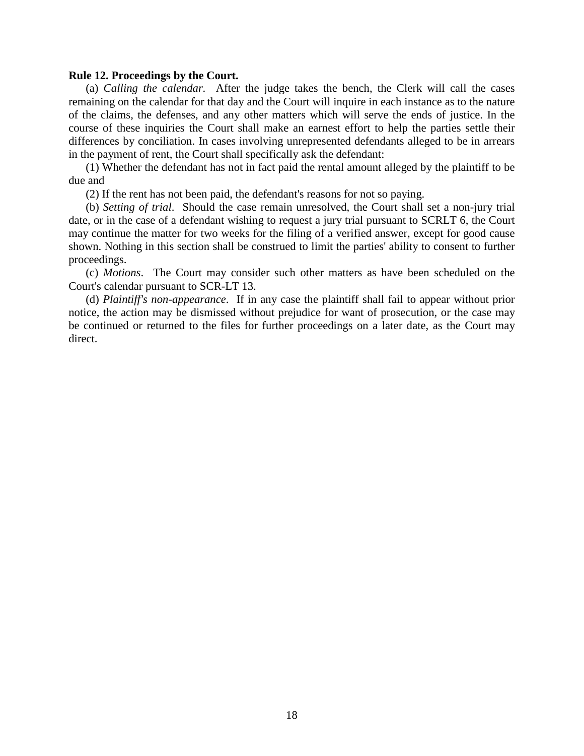**Rule 12. Proceedings by the Court.**

(a) *Calling the calendar*. After the judge takes the bench, the Clerk will call the cases remaining on the calendar for that day and the Court will inquire in each instance as to the nature of the claims, the defenses, and any other matters which will serve the ends of justice. In the course of these inquiries the Court shall make an earnest effort to help the parties settle their differences by conciliation. In cases involving unrepresented defendants alleged to be in arrears in the payment of rent, the Court shall specifically ask the defendant:

(1) Whether the defendant has not in fact paid the rental amount alleged by the plaintiff to be due and

(2) If the rent has not been paid, the defendant's reasons for not so paying.

(b) *Setting of trial*. Should the case remain unresolved, the Court shall set a non-jury trial date, or in the case of a defendant wishing to request a jury trial pursuant to SCRLT 6, the Court may continue the matter for two weeks for the filing of a verified answer, except for good cause shown. Nothing in this section shall be construed to limit the parties' ability to consent to further proceedings.

(c) *Motions*. The Court may consider such other matters as have been scheduled on the Court's calendar pursuant to SCR-LT 13.

(d) *Plaintiff's non-appearance*. If in any case the plaintiff shall fail to appear without prior notice, the action may be dismissed without prejudice for want of prosecution, or the case may be continued or returned to the files for further proceedings on a later date, as the Court may direct.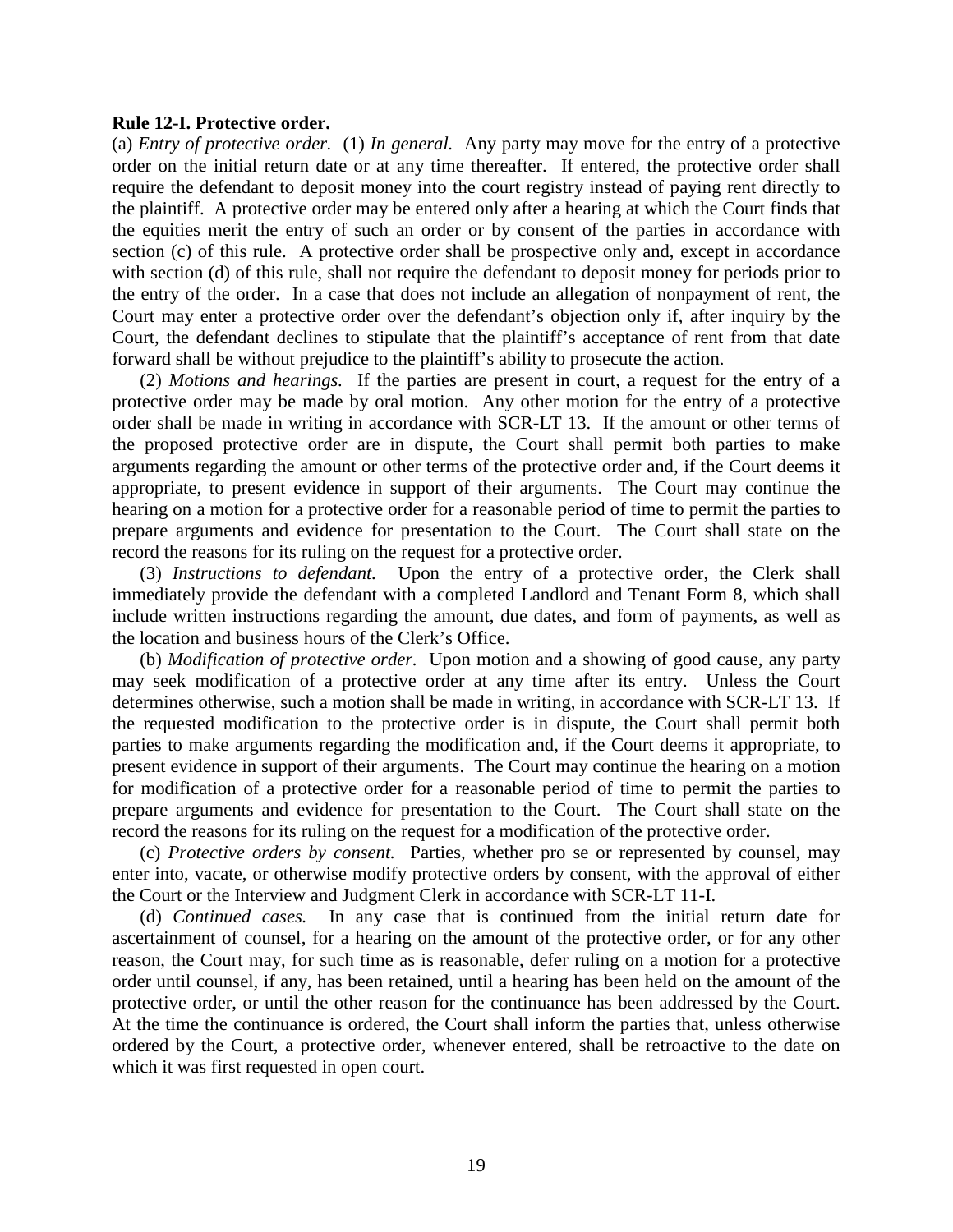**Rule 12-I. Protective order.**

(a) *Entry of protective order.* (1) *In general.* Any party may move for the entry of a protective order on the initial return date or at any time thereafter. If entered, the protective order shall require the defendant to deposit money into the court registry instead of paying rent directly to the plaintiff. A protective order may be entered only after a hearing at which the Court finds that the equities merit the entry of such an order or by consent of the parties in accordance with section (c) of this rule. A protective order shall be prospective only and, except in accordance with section (d) of this rule, shall not require the defendant to deposit money for periods prior to the entry of the order. In a case that does not include an allegation of nonpayment of rent, the Court may enter a protective order over the defendant's objection only if, after inquiry by the Court, the defendant declines to stipulate that the plaintiff's acceptance of rent from that date forward shall be without prejudice to the plaintiff's ability to prosecute the action.

(2) *Motions and hearings.* If the parties are present in court, a request for the entry of a protective order may be made by oral motion. Any other motion for the entry of a protective order shall be made in writing in accordance with SCR-LT 13. If the amount or other terms of the proposed protective order are in dispute, the Court shall permit both parties to make arguments regarding the amount or other terms of the protective order and, if the Court deems it appropriate, to present evidence in support of their arguments. The Court may continue the hearing on a motion for a protective order for a reasonable period of time to permit the parties to prepare arguments and evidence for presentation to the Court. The Court shall state on the record the reasons for its ruling on the request for a protective order.

(3) *Instructions to defendant.* Upon the entry of a protective order, the Clerk shall immediately provide the defendant with a completed Landlord and Tenant Form 8, which shall include written instructions regarding the amount, due dates, and form of payments, as well as the location and business hours of the Clerk's Office.

(b) *Modification of protective order.* Upon motion and a showing of good cause, any party may seek modification of a protective order at any time after its entry. Unless the Court determines otherwise, such a motion shall be made in writing, in accordance with SCR-LT 13. If the requested modification to the protective order is in dispute, the Court shall permit both parties to make arguments regarding the modification and, if the Court deems it appropriate, to present evidence in support of their arguments. The Court may continue the hearing on a motion for modification of a protective order for a reasonable period of time to permit the parties to prepare arguments and evidence for presentation to the Court. The Court shall state on the record the reasons for its ruling on the request for a modification of the protective order.

(c) *Protective orders by consent.* Parties, whether pro se or represented by counsel, may enter into, vacate, or otherwise modify protective orders by consent, with the approval of either the Court or the Interview and Judgment Clerk in accordance with SCR-LT 11-I.

(d) *Continued cases.* In any case that is continued from the initial return date for ascertainment of counsel, for a hearing on the amount of the protective order, or for any other reason, the Court may, for such time as is reasonable, defer ruling on a motion for a protective order until counsel, if any, has been retained, until a hearing has been held on the amount of the protective order, or until the other reason for the continuance has been addressed by the Court. At the time the continuance is ordered, the Court shall inform the parties that, unless otherwise ordered by the Court, a protective order, whenever entered, shall be retroactive to the date on which it was first requested in open court.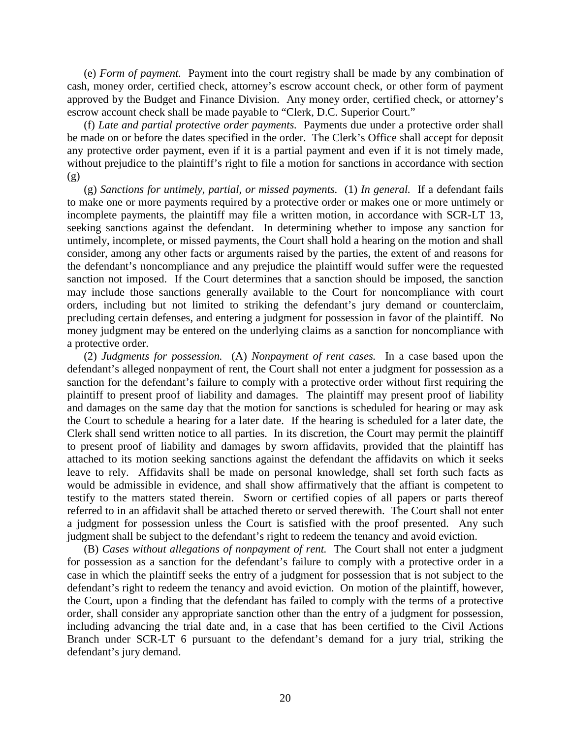(e) *Form of payment.* Payment into the court registry shall be made by any combination of cash, money order, certified check, attorney's escrow account check, or other form of payment approved by the Budget and Finance Division. Any money order, certified check, or attorney's escrow account check shall be made payable to "Clerk, D.C. Superior Court."

(f) *Late and partial protective order payments.* Payments due under a protective order shall be made on or before the dates specified in the order. The Clerk's Office shall accept for deposit any protective order payment, even if it is a partial payment and even if it is not timely made, without prejudice to the plaintiff's right to file a motion for sanctions in accordance with section (g)

(g) *Sanctions for untimely, partial, or missed payments.* (1) *In general.* If a defendant fails to make one or more payments required by a protective order or makes one or more untimely or incomplete payments, the plaintiff may file a written motion, in accordance with SCR-LT 13, seeking sanctions against the defendant. In determining whether to impose any sanction for untimely, incomplete, or missed payments, the Court shall hold a hearing on the motion and shall consider, among any other facts or arguments raised by the parties, the extent of and reasons for the defendant's noncompliance and any prejudice the plaintiff would suffer were the requested sanction not imposed. If the Court determines that a sanction should be imposed, the sanction may include those sanctions generally available to the Court for noncompliance with court orders, including but not limited to striking the defendant's jury demand or counterclaim, precluding certain defenses, and entering a judgment for possession in favor of the plaintiff. No money judgment may be entered on the underlying claims as a sanction for noncompliance with a protective order.

(2) *Judgments for possession.* (A) *Nonpayment of rent cases.* In a case based upon the defendant's alleged nonpayment of rent, the Court shall not enter a judgment for possession as a sanction for the defendant's failure to comply with a protective order without first requiring the plaintiff to present proof of liability and damages. The plaintiff may present proof of liability and damages on the same day that the motion for sanctions is scheduled for hearing or may ask the Court to schedule a hearing for a later date. If the hearing is scheduled for a later date, the Clerk shall send written notice to all parties. In its discretion, the Court may permit the plaintiff to present proof of liability and damages by sworn affidavits, provided that the plaintiff has attached to its motion seeking sanctions against the defendant the affidavits on which it seeks leave to rely. Affidavits shall be made on personal knowledge, shall set forth such facts as would be admissible in evidence, and shall show affirmatively that the affiant is competent to testify to the matters stated therein. Sworn or certified copies of all papers or parts thereof referred to in an affidavit shall be attached thereto or served therewith. The Court shall not enter a judgment for possession unless the Court is satisfied with the proof presented. Any such judgment shall be subject to the defendant's right to redeem the tenancy and avoid eviction.

(B) *Cases without allegations of nonpayment of rent.* The Court shall not enter a judgment for possession as a sanction for the defendant's failure to comply with a protective order in a case in which the plaintiff seeks the entry of a judgment for possession that is not subject to the defendant's right to redeem the tenancy and avoid eviction. On motion of the plaintiff, however, the Court, upon a finding that the defendant has failed to comply with the terms of a protective order, shall consider any appropriate sanction other than the entry of a judgment for possession, including advancing the trial date and, in a case that has been certified to the Civil Actions Branch under SCR-LT 6 pursuant to the defendant's demand for a jury trial, striking the defendant's jury demand.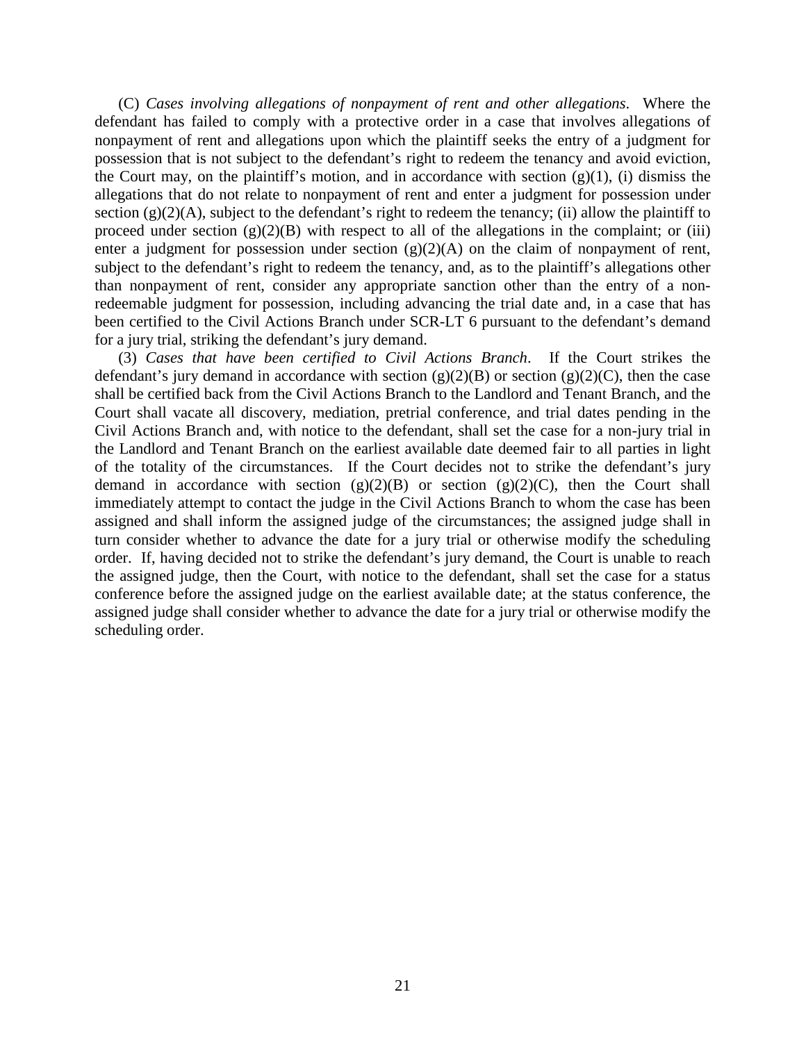(C) *Cases involving allegations of nonpayment of rent and other allegations*. Where the defendant has failed to comply with a protective order in a case that involves allegations of nonpayment of rent and allegations upon which the plaintiff seeks the entry of a judgment for possession that is not subject to the defendant's right to redeem the tenancy and avoid eviction, the Court may, on the plaintiff's motion, and in accordance with section (g)(1), (i) dismiss the allegations that do not relate to nonpayment of rent and enter a judgment for possession under section (g)(2)(A), subject to the defendant's right to redeem the tenancy; (ii) allow the plaintiff to proceed under section (g)(2)(B) with respect to all of the allegations in the complaint; or (iii) enter a judgment for possession under section (g)(2)(A) on the claim of nonpayment of rent, subject to the defendant's right to redeem the tenancy, and, as to the plaintiff's allegations other than nonpayment of rent, consider any appropriate sanction other than the entry of a non-redeemable judgment for possession, including advancing the trial date and, in a case that has been certified to the Civil Actions Branch under SCR-LT 6 pursuant to the defendant's demand for a jury trial, striking the defendant's jury demand.

(3) *Cases that have been certified to Civil Actions Branch*. If the Court strikes the defendant's jury demand in accordance with section (g)(2)(B) or section (g)(2)(C), then the case shall be certified back from the Civil Actions Branch to the Landlord and Tenant Branch, and the Court shall vacate all discovery, mediation, pretrial conference, and trial dates pending in the Civil Actions Branch and, with notice to the defendant, shall set the case for a non-jury trial in the Landlord and Tenant Branch on the earliest available date deemed fair to all parties in light of the totality of the circumstances. If the Court decides not to strike the defendant's jury demand in accordance with section (g)(2)(B) or section (g)(2)(C), then the Court shall immediately attempt to contact the judge in the Civil Actions Branch to whom the case has been assigned and shall inform the assigned judge of the circumstances; the assigned judge shall in turn consider whether to advance the date for a jury trial or otherwise modify the scheduling order. If, having decided not to strike the defendant's jury demand, the Court is unable to reach the assigned judge, then the Court, with notice to the defendant, shall set the case for a status conference before the assigned judge on the earliest available date; at the status conference, the assigned judge shall consider whether to advance the date for a jury trial or otherwise modify the scheduling order.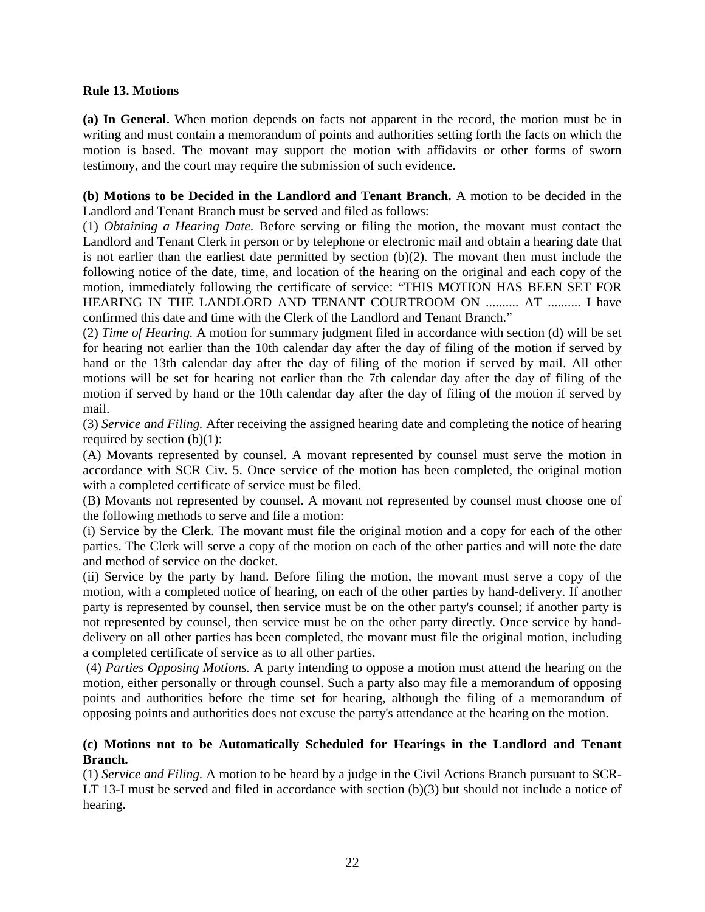**Rule 13. Motions**

**(a) In General.** When motion depends on facts not apparent in the record, the motion must be in writing and must contain a memorandum of points and authorities setting forth the facts on which the motion is based. The movant may support the motion with affidavits or other forms of sworn testimony, and the court may require the submission of such evidence.

**(b) Motions to be Decided in the Landlord and Tenant Branch.** A motion to be decided in the Landlord and Tenant Branch must be served and filed as follows:

(1) *Obtaining a Hearing Date.* Before serving or filing the motion, the movant must contact the Landlord and Tenant Clerk in person or by telephone or electronic mail and obtain a hearing date that is not earlier than the earliest date permitted by section (b)(2). The movant then must include the following notice of the date, time, and location of the hearing on the original and each copy of the motion, immediately following the certificate of service: "THIS MOTION HAS BEEN SET FOR HEARING IN THE LANDLORD AND TENANT COURTROOM ON .......... AT .......... I have confirmed this date and time with the Clerk of the Landlord and Tenant Branch."

(2) *Time of Hearing.* A motion for summary judgment filed in accordance with section (d) will be set for hearing not earlier than the 10th calendar day after the day of filing of the motion if served by hand or the 13th calendar day after the day of filing of the motion if served by mail. All other motions will be set for hearing not earlier than the 7th calendar day after the day of filing of the motion if served by hand or the 10th calendar day after the day of filing of the motion if served by mail.

(3) *Service and Filing.* After receiving the assigned hearing date and completing the notice of hearing required by section (b)(1):

(A) Movants represented by counsel. A movant represented by counsel must serve the motion in accordance with SCR Civ. 5. Once service of the motion has been completed, the original motion with a completed certificate of service must be filed.

(B) Movants not represented by counsel. A movant not represented by counsel must choose one of the following methods to serve and file a motion:

(i) Service by the Clerk. The movant must file the original motion and a copy for each of the other parties. The Clerk will serve a copy of the motion on each of the other parties and will note the date and method of service on the docket.

(ii) Service by the party by hand. Before filing the motion, the movant must serve a copy of the motion, with a completed notice of hearing, on each of the other parties by hand-delivery. If another party is represented by counsel, then service must be on the other party's counsel; if another party is not represented by counsel, then service must be on the other party directly. Once service by hand-delivery on all other parties has been completed, the movant must file the original motion, including a completed certificate of service as to all other parties.

(4) *Parties Opposing Motions.* A party intending to oppose a motion must attend the hearing on the motion, either personally or through counsel. Such a party also may file a memorandum of opposing points and authorities before the time set for hearing, although the filing of a memorandum of opposing points and authorities does not excuse the party's attendance at the hearing on the motion.

**(c) Motions not to be Automatically Scheduled for Hearings in the Landlord and Tenant Branch.**

(1) *Service and Filing.* A motion to be heard by a judge in the Civil Actions Branch pursuant to SCR-LT 13-I must be served and filed in accordance with section (b)(3) but should not include a notice of hearing.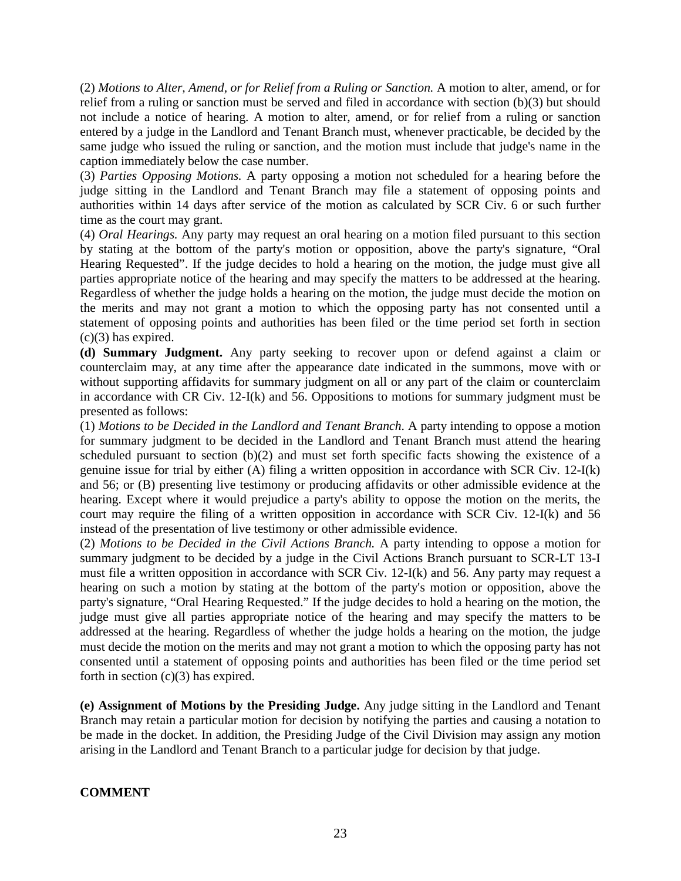(2) *Motions to Alter, Amend, or for Relief from a Ruling or Sanction.* A motion to alter, amend, or for relief from a ruling or sanction must be served and filed in accordance with section (b)(3) but should not include a notice of hearing. A motion to alter, amend, or for relief from a ruling or sanction entered by a judge in the Landlord and Tenant Branch must, whenever practicable, be decided by the same judge who issued the ruling or sanction, and the motion must include that judge's name in the caption immediately below the case number.

(3) *Parties Opposing Motions.* A party opposing a motion not scheduled for a hearing before the judge sitting in the Landlord and Tenant Branch may file a statement of opposing points and authorities within 14 days after service of the motion as calculated by SCR Civ. 6 or such further time as the court may grant.

(4) *Oral Hearings.* Any party may request an oral hearing on a motion filed pursuant to this section by stating at the bottom of the party's motion or opposition, above the party's signature, "Oral Hearing Requested". If the judge decides to hold a hearing on the motion, the judge must give all parties appropriate notice of the hearing and may specify the matters to be addressed at the hearing. Regardless of whether the judge holds a hearing on the motion, the judge must decide the motion on the merits and may not grant a motion to which the opposing party has not consented until a statement of opposing points and authorities has been filed or the time period set forth in section (c)(3) has expired.

**(d) Summary Judgment.** Any party seeking to recover upon or defend against a claim or counterclaim may, at any time after the appearance date indicated in the summons, move with or without supporting affidavits for summary judgment on all or any part of the claim or counterclaim in accordance with CR Civ. 12-I(k) and 56. Oppositions to motions for summary judgment must be presented as follows:

(1) *Motions to be Decided in the Landlord and Tenant Branch.* A party intending to oppose a motion for summary judgment to be decided in the Landlord and Tenant Branch must attend the hearing scheduled pursuant to section (b)(2) and must set forth specific facts showing the existence of a genuine issue for trial by either (A) filing a written opposition in accordance with SCR Civ. 12-I(k) and 56; or (B) presenting live testimony or producing affidavits or other admissible evidence at the hearing. Except where it would prejudice a party's ability to oppose the motion on the merits, the court may require the filing of a written opposition in accordance with SCR Civ. 12-I(k) and 56 instead of the presentation of live testimony or other admissible evidence.

(2) *Motions to be Decided in the Civil Actions Branch.* A party intending to oppose a motion for summary judgment to be decided by a judge in the Civil Actions Branch pursuant to SCR-LT 13-I must file a written opposition in accordance with SCR Civ. 12-I(k) and 56. Any party may request a hearing on such a motion by stating at the bottom of the party's motion or opposition, above the party's signature, "Oral Hearing Requested." If the judge decides to hold a hearing on the motion, the judge must give all parties appropriate notice of the hearing and may specify the matters to be addressed at the hearing. Regardless of whether the judge holds a hearing on the motion, the judge must decide the motion on the merits and may not grant a motion to which the opposing party has not consented until a statement of opposing points and authorities has been filed or the time period set forth in section (c)(3) has expired.

**(e) Assignment of Motions by the Presiding Judge.** Any judge sitting in the Landlord and Tenant Branch may retain a particular motion for decision by notifying the parties and causing a notation to be made in the docket. In addition, the Presiding Judge of the Civil Division may assign any motion arising in the Landlord and Tenant Branch to a particular judge for decision by that judge.

**COMMENT**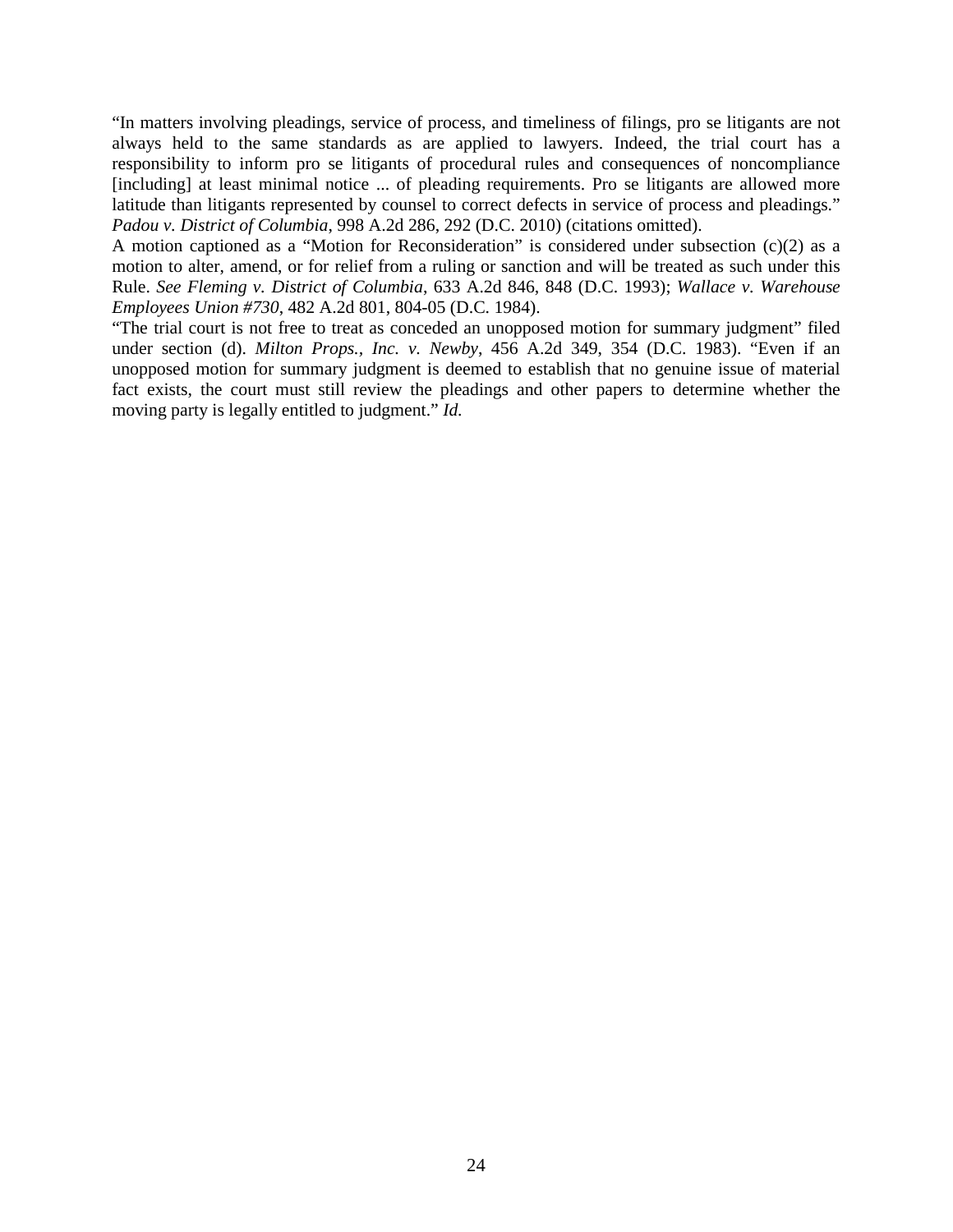"In matters involving pleadings, service of process, and timeliness of filings, pro se litigants are not always held to the same standards as are applied to lawyers. Indeed, the trial court has a responsibility to inform pro se litigants of procedural rules and consequences of noncompliance [including] at least minimal notice ... of pleading requirements. Pro se litigants are allowed more latitude than litigants represented by counsel to correct defects in service of process and pleadings." *Padou v. District of Columbia*, 998 A.2d 286, 292 (D.C. 2010) (citations omitted).

A motion captioned as a "Motion for Reconsideration" is considered under subsection (c)(2) as a motion to alter, amend, or for relief from a ruling or sanction and will be treated as such under this Rule. *See Fleming v. District of Columbia*, 633 A.2d 846, 848 (D.C. 1993); *Wallace v. Warehouse Employees Union #730*, 482 A.2d 801, 804-05 (D.C. 1984).

"The trial court is not free to treat as conceded an unopposed motion for summary judgment" filed under section (d). *Milton Props., Inc. v. Newby*, 456 A.2d 349, 354 (D.C. 1983). "Even if an unopposed motion for summary judgment is deemed to establish that no genuine issue of material fact exists, the court must still review the pleadings and other papers to determine whether the moving party is legally entitled to judgment." *Id.*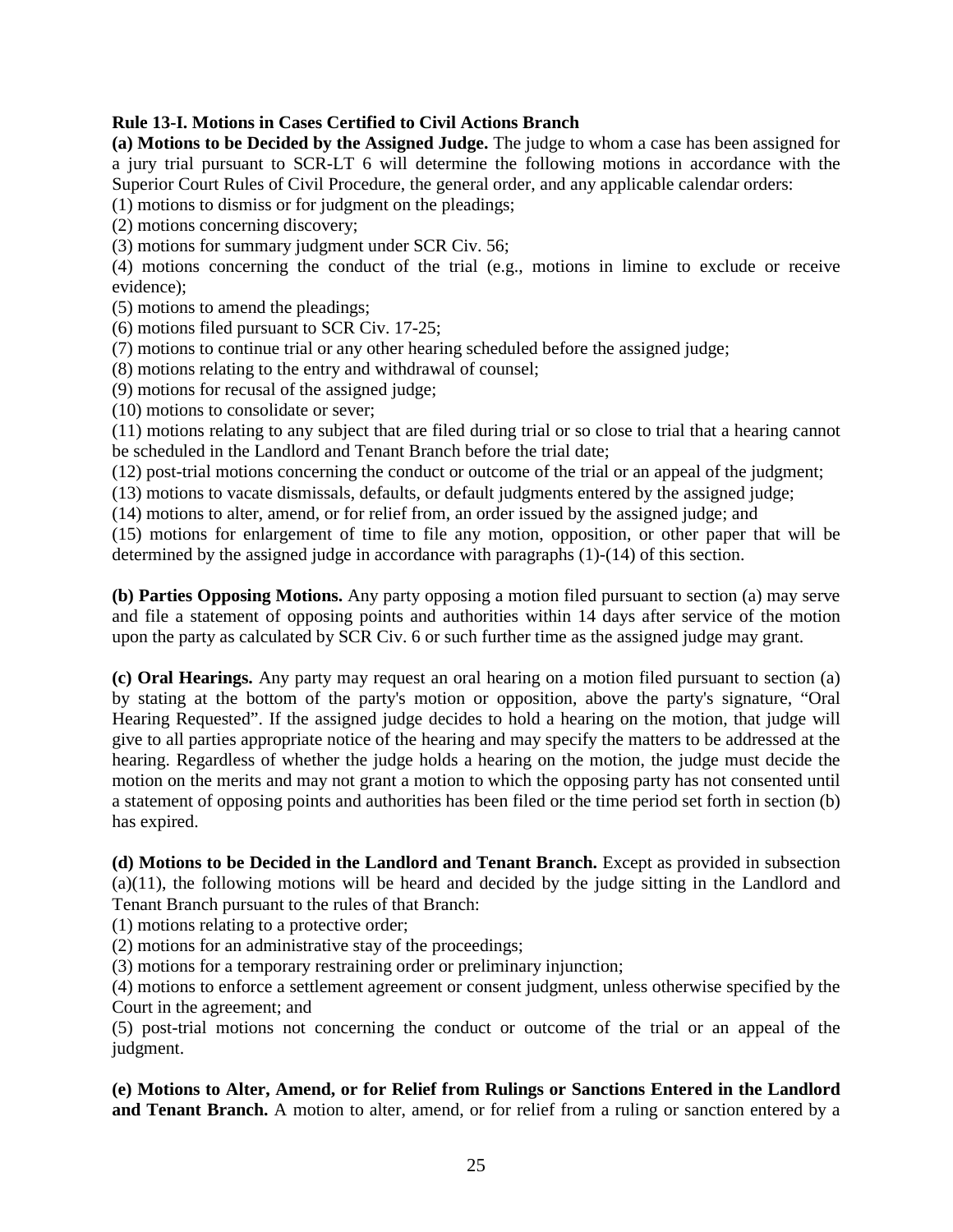**Rule 13-I. Motions in Cases Certified to Civil Actions Branch**

**(a) Motions to be Decided by the Assigned Judge.** The judge to whom a case has been assigned for a jury trial pursuant to SCR-LT 6 will determine the following motions in accordance with the Superior Court Rules of Civil Procedure, the general order, and any applicable calendar orders:

(1) motions to dismiss or for judgment on the pleadings;

(2) motions concerning discovery;

(3) motions for summary judgment under SCR Civ. 56;

(4) motions concerning the conduct of the trial (e.g., motions in limine to exclude or receive evidence);

(5) motions to amend the pleadings;

(6) motions filed pursuant to SCR Civ. 17-25;

(7) motions to continue trial or any other hearing scheduled before the assigned judge;

(8) motions relating to the entry and withdrawal of counsel;

(9) motions for recusal of the assigned judge;

(10) motions to consolidate or sever;

(11) motions relating to any subject that are filed during trial or so close to trial that a hearing cannot be scheduled in the Landlord and Tenant Branch before the trial date;

(12) post-trial motions concerning the conduct or outcome of the trial or an appeal of the judgment;

(13) motions to vacate dismissals, defaults, or default judgments entered by the assigned judge;

(14) motions to alter, amend, or for relief from, an order issued by the assigned judge; and

(15) motions for enlargement of time to file any motion, opposition, or other paper that will be determined by the assigned judge in accordance with paragraphs (1)-(14) of this section.

**(b) Parties Opposing Motions.** Any party opposing a motion filed pursuant to section (a) may serve and file a statement of opposing points and authorities within 14 days after service of the motion upon the party as calculated by SCR Civ. 6 or such further time as the assigned judge may grant.

**(c) Oral Hearings.** Any party may request an oral hearing on a motion filed pursuant to section (a) by stating at the bottom of the party's motion or opposition, above the party's signature, "Oral Hearing Requested". If the assigned judge decides to hold a hearing on the motion, that judge will give to all parties appropriate notice of the hearing and may specify the matters to be addressed at the hearing. Regardless of whether the judge holds a hearing on the motion, the judge must decide the motion on the merits and may not grant a motion to which the opposing party has not consented until a statement of opposing points and authorities has been filed or the time period set forth in section (b) has expired.

**(d) Motions to be Decided in the Landlord and Tenant Branch.** Except as provided in subsection (a)(11), the following motions will be heard and decided by the judge sitting in the Landlord and Tenant Branch pursuant to the rules of that Branch:

(1) motions relating to a protective order;

(2) motions for an administrative stay of the proceedings;

(3) motions for a temporary restraining order or preliminary injunction;

(4) motions to enforce a settlement agreement or consent judgment, unless otherwise specified by the Court in the agreement; and

(5) post-trial motions not concerning the conduct or outcome of the trial or an appeal of the judgment.

**(e) Motions to Alter, Amend, or for Relief from Rulings or Sanctions Entered in the Landlord and Tenant Branch.** A motion to alter, amend, or for relief from a ruling or sanction entered by a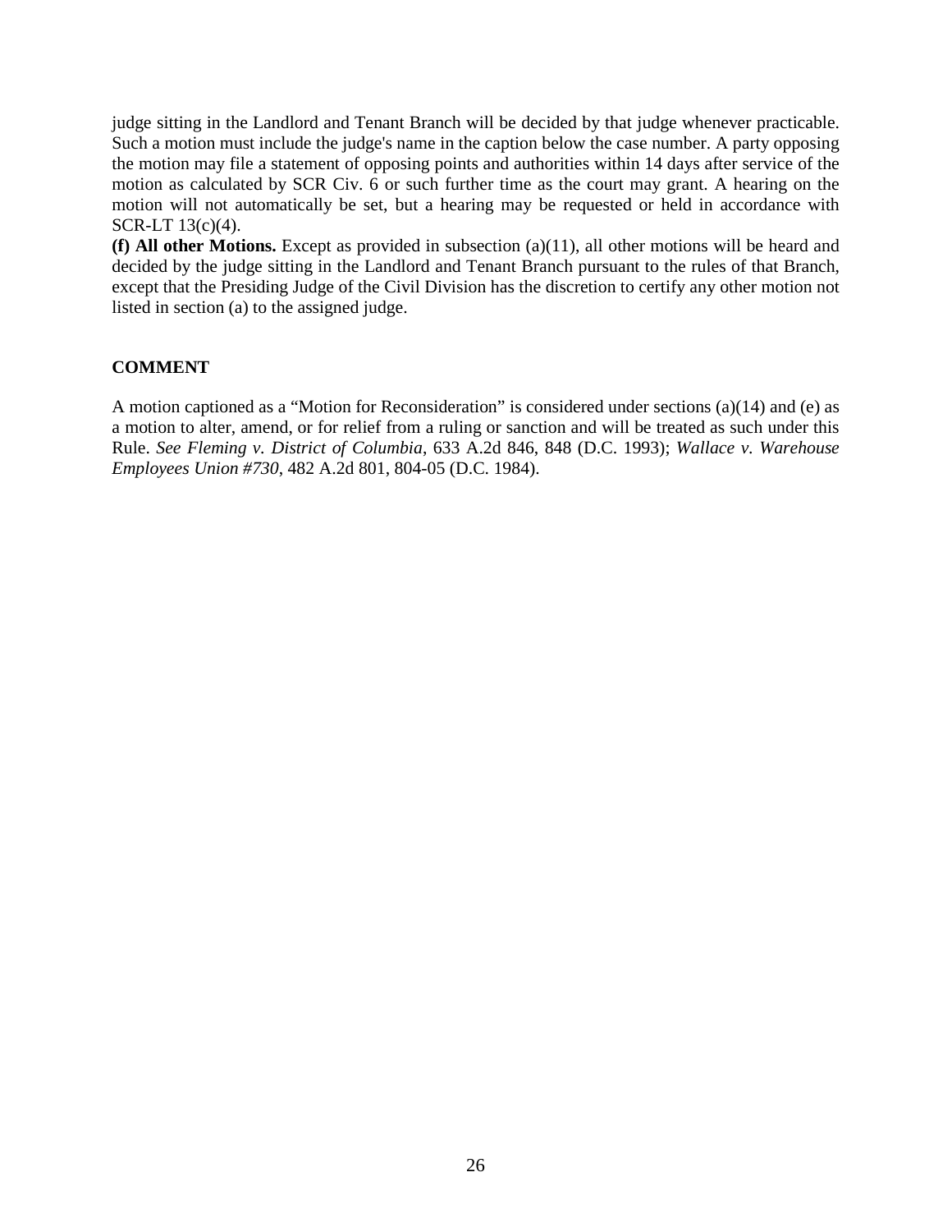judge sitting in the Landlord and Tenant Branch will be decided by that judge whenever practicable. Such a motion must include the judge's name in the caption below the case number. A party opposing the motion may file a statement of opposing points and authorities within 14 days after service of the motion as calculated by SCR Civ. 6 or such further time as the court may grant. A hearing on the motion will not automatically be set, but a hearing may be requested or held in accordance with SCR-LT 13(c)(4).

**(f) All other Motions.** Except as provided in subsection (a)(11), all other motions will be heard and decided by the judge sitting in the Landlord and Tenant Branch pursuant to the rules of that Branch, except that the Presiding Judge of the Civil Division has the discretion to certify any other motion not listed in section (a) to the assigned judge.

**COMMENT**

A motion captioned as a "Motion for Reconsideration" is considered under sections (a)(14) and (e) as a motion to alter, amend, or for relief from a ruling or sanction and will be treated as such under this Rule. *See Fleming v. District of Columbia*, 633 A.2d 846, 848 (D.C. 1993); *Wallace v. Warehouse Employees Union #730*, 482 A.2d 801, 804-05 (D.C. 1984).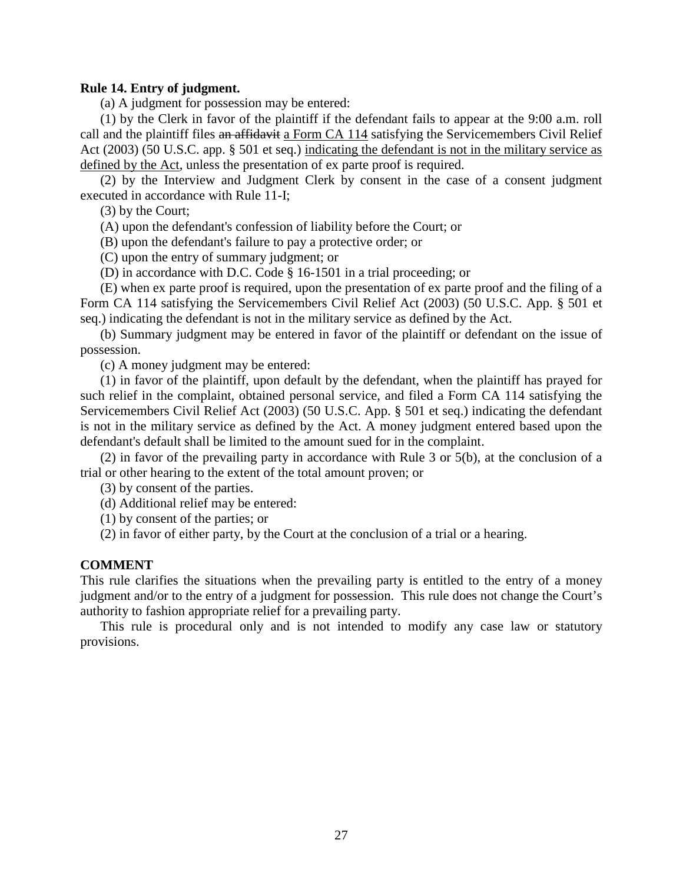**Rule 14. Entry of judgment.**

(a) A judgment for possession may be entered:

(1) by the Clerk in favor of the plaintiff if the defendant fails to appear at the 9:00 a.m. roll call and the plaintiff files ~~an affidavit~~ <u>a Form CA 114</u> satisfying the Servicemembers Civil Relief Act (2003) (50 U.S.C. app. § 501 et seq.) <u>indicating the defendant is not in the military service as defined by the Act</u>, unless the presentation of ex parte proof is required.

(2) by the Interview and Judgment Clerk by consent in the case of a consent judgment executed in accordance with Rule 11-I;

(3) by the Court;

(A) upon the defendant's confession of liability before the Court; or

(B) upon the defendant's failure to pay a protective order; or

(C) upon the entry of summary judgment; or

(D) in accordance with D.C. Code § 16-1501 in a trial proceeding; or

(E) when ex parte proof is required, upon the presentation of ex parte proof and the filing of a Form CA 114 satisfying the Servicemembers Civil Relief Act (2003) (50 U.S.C. App. § 501 et seq.) indicating the defendant is not in the military service as defined by the Act.

(b) Summary judgment may be entered in favor of the plaintiff or defendant on the issue of possession.

(c) A money judgment may be entered:

(1) in favor of the plaintiff, upon default by the defendant, when the plaintiff has prayed for such relief in the complaint, obtained personal service, and filed a Form CA 114 satisfying the Servicemembers Civil Relief Act (2003) (50 U.S.C. App. § 501 et seq.) indicating the defendant is not in the military service as defined by the Act. A money judgment entered based upon the defendant's default shall be limited to the amount sued for in the complaint.

(2) in favor of the prevailing party in accordance with Rule 3 or 5(b), at the conclusion of a trial or other hearing to the extent of the total amount proven; or

(3) by consent of the parties.

(d) Additional relief may be entered:

(1) by consent of the parties; or

(2) in favor of either party, by the Court at the conclusion of a trial or a hearing.

**COMMENT**

This rule clarifies the situations when the prevailing party is entitled to the entry of a money judgment and/or to the entry of a judgment for possession. This rule does not change the Court's authority to fashion appropriate relief for a prevailing party.

This rule is procedural only and is not intended to modify any case law or statutory provisions.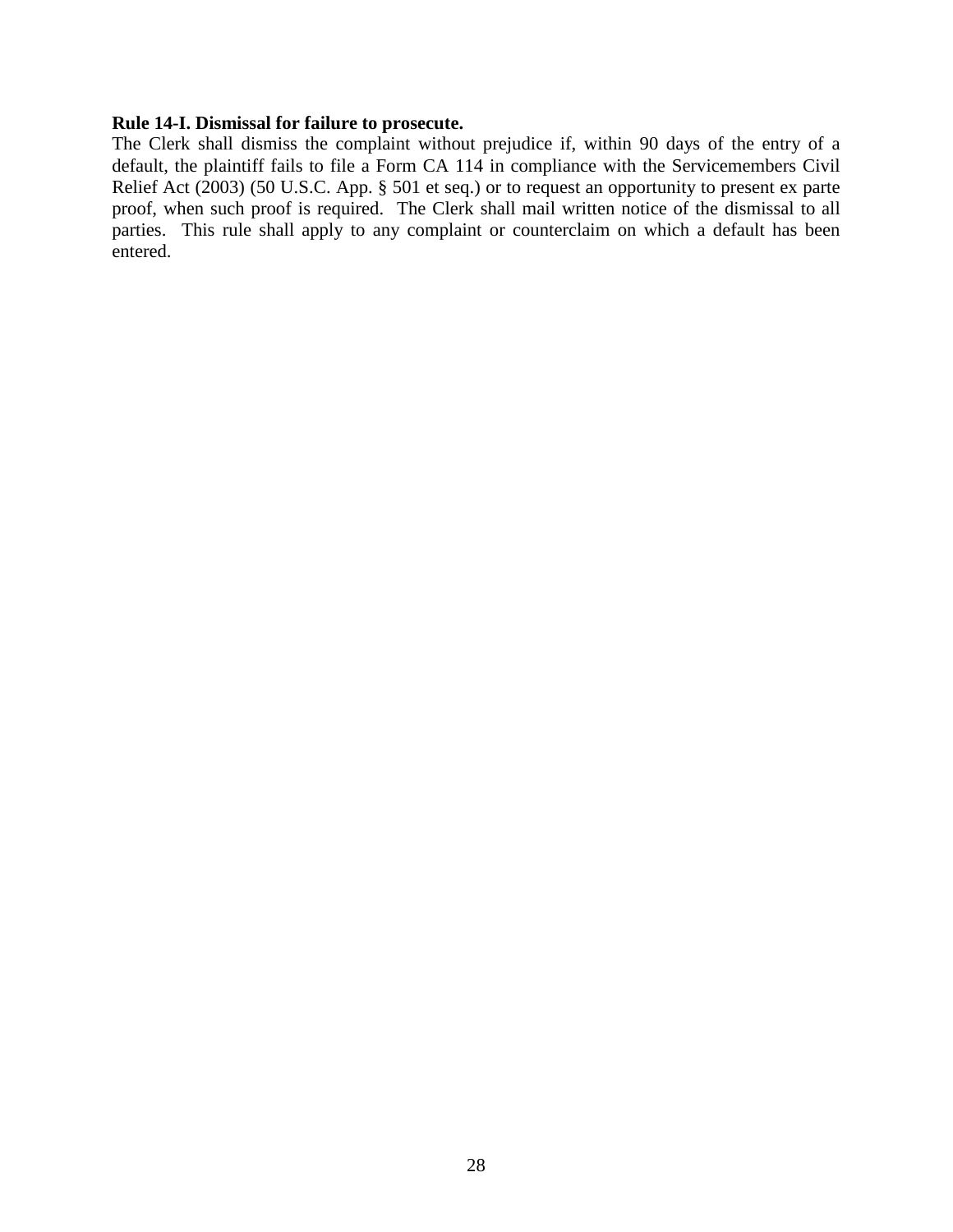**Rule 14-I. Dismissal for failure to prosecute.**

The Clerk shall dismiss the complaint without prejudice if, within 90 days of the entry of a default, the plaintiff fails to file a Form CA 114 in compliance with the Servicemembers Civil Relief Act (2003) (50 U.S.C. App. § 501 et seq.) or to request an opportunity to present ex parte proof, when such proof is required. The Clerk shall mail written notice of the dismissal to all parties. This rule shall apply to any complaint or counterclaim on which a default has been entered.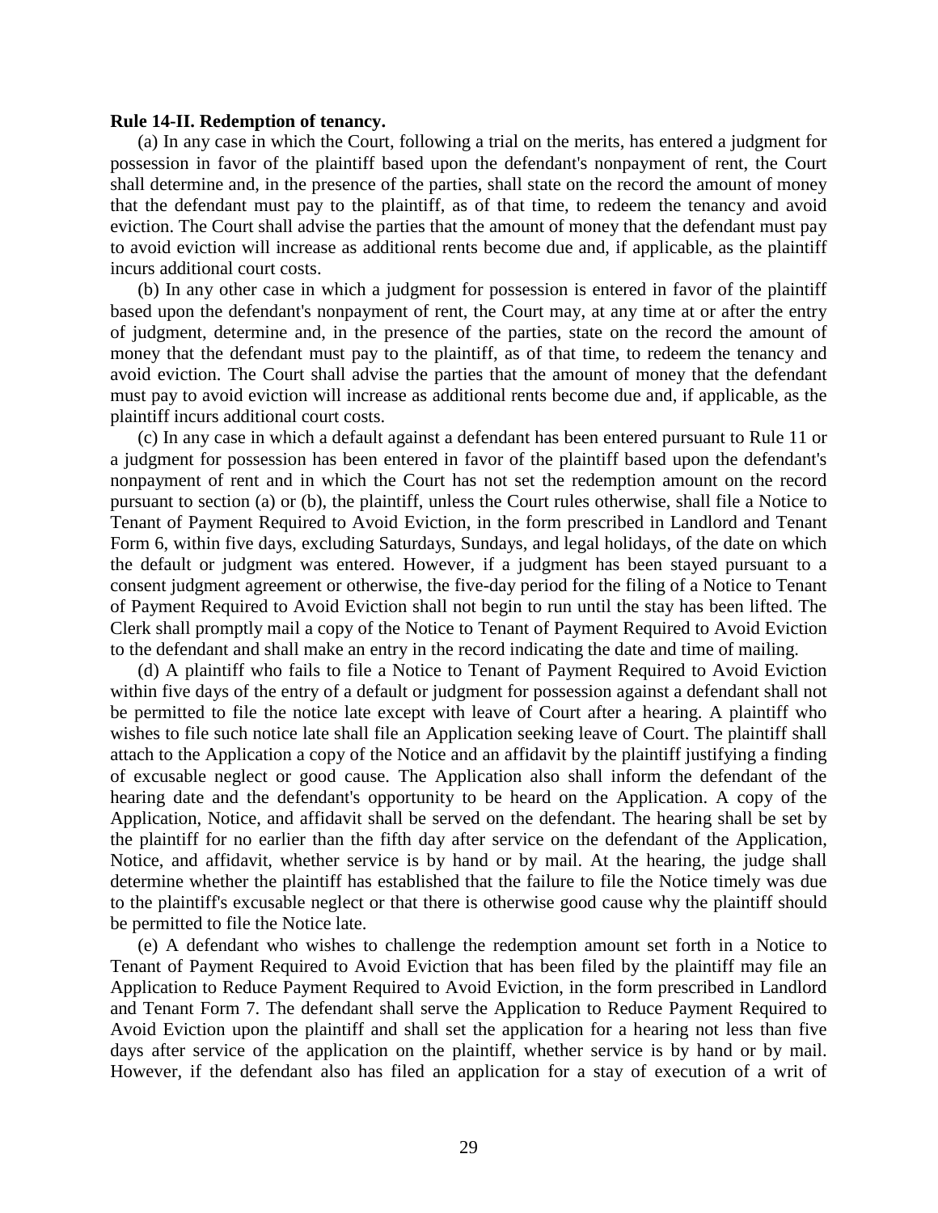**Rule 14-II. Redemption of tenancy.**

(a) In any case in which the Court, following a trial on the merits, has entered a judgment for possession in favor of the plaintiff based upon the defendant's nonpayment of rent, the Court shall determine and, in the presence of the parties, shall state on the record the amount of money that the defendant must pay to the plaintiff, as of that time, to redeem the tenancy and avoid eviction. The Court shall advise the parties that the amount of money that the defendant must pay to avoid eviction will increase as additional rents become due and, if applicable, as the plaintiff incurs additional court costs.

(b) In any other case in which a judgment for possession is entered in favor of the plaintiff based upon the defendant's nonpayment of rent, the Court may, at any time at or after the entry of judgment, determine and, in the presence of the parties, state on the record the amount of money that the defendant must pay to the plaintiff, as of that time, to redeem the tenancy and avoid eviction. The Court shall advise the parties that the amount of money that the defendant must pay to avoid eviction will increase as additional rents become due and, if applicable, as the plaintiff incurs additional court costs.

(c) In any case in which a default against a defendant has been entered pursuant to Rule 11 or a judgment for possession has been entered in favor of the plaintiff based upon the defendant's nonpayment of rent and in which the Court has not set the redemption amount on the record pursuant to section (a) or (b), the plaintiff, unless the Court rules otherwise, shall file a Notice to Tenant of Payment Required to Avoid Eviction, in the form prescribed in Landlord and Tenant Form 6, within five days, excluding Saturdays, Sundays, and legal holidays, of the date on which the default or judgment was entered. However, if a judgment has been stayed pursuant to a consent judgment agreement or otherwise, the five-day period for the filing of a Notice to Tenant of Payment Required to Avoid Eviction shall not begin to run until the stay has been lifted. The Clerk shall promptly mail a copy of the Notice to Tenant of Payment Required to Avoid Eviction to the defendant and shall make an entry in the record indicating the date and time of mailing.

(d) A plaintiff who fails to file a Notice to Tenant of Payment Required to Avoid Eviction within five days of the entry of a default or judgment for possession against a defendant shall not be permitted to file the notice late except with leave of Court after a hearing. A plaintiff who wishes to file such notice late shall file an Application seeking leave of Court. The plaintiff shall attach to the Application a copy of the Notice and an affidavit by the plaintiff justifying a finding of excusable neglect or good cause. The Application also shall inform the defendant of the hearing date and the defendant's opportunity to be heard on the Application. A copy of the Application, Notice, and affidavit shall be served on the defendant. The hearing shall be set by the plaintiff for no earlier than the fifth day after service on the defendant of the Application, Notice, and affidavit, whether service is by hand or by mail. At the hearing, the judge shall determine whether the plaintiff has established that the failure to file the Notice timely was due to the plaintiff's excusable neglect or that there is otherwise good cause why the plaintiff should be permitted to file the Notice late.

(e) A defendant who wishes to challenge the redemption amount set forth in a Notice to Tenant of Payment Required to Avoid Eviction that has been filed by the plaintiff may file an Application to Reduce Payment Required to Avoid Eviction, in the form prescribed in Landlord and Tenant Form 7. The defendant shall serve the Application to Reduce Payment Required to Avoid Eviction upon the plaintiff and shall set the application for a hearing not less than five days after service of the application on the plaintiff, whether service is by hand or by mail. However, if the defendant also has filed an application for a stay of execution of a writ of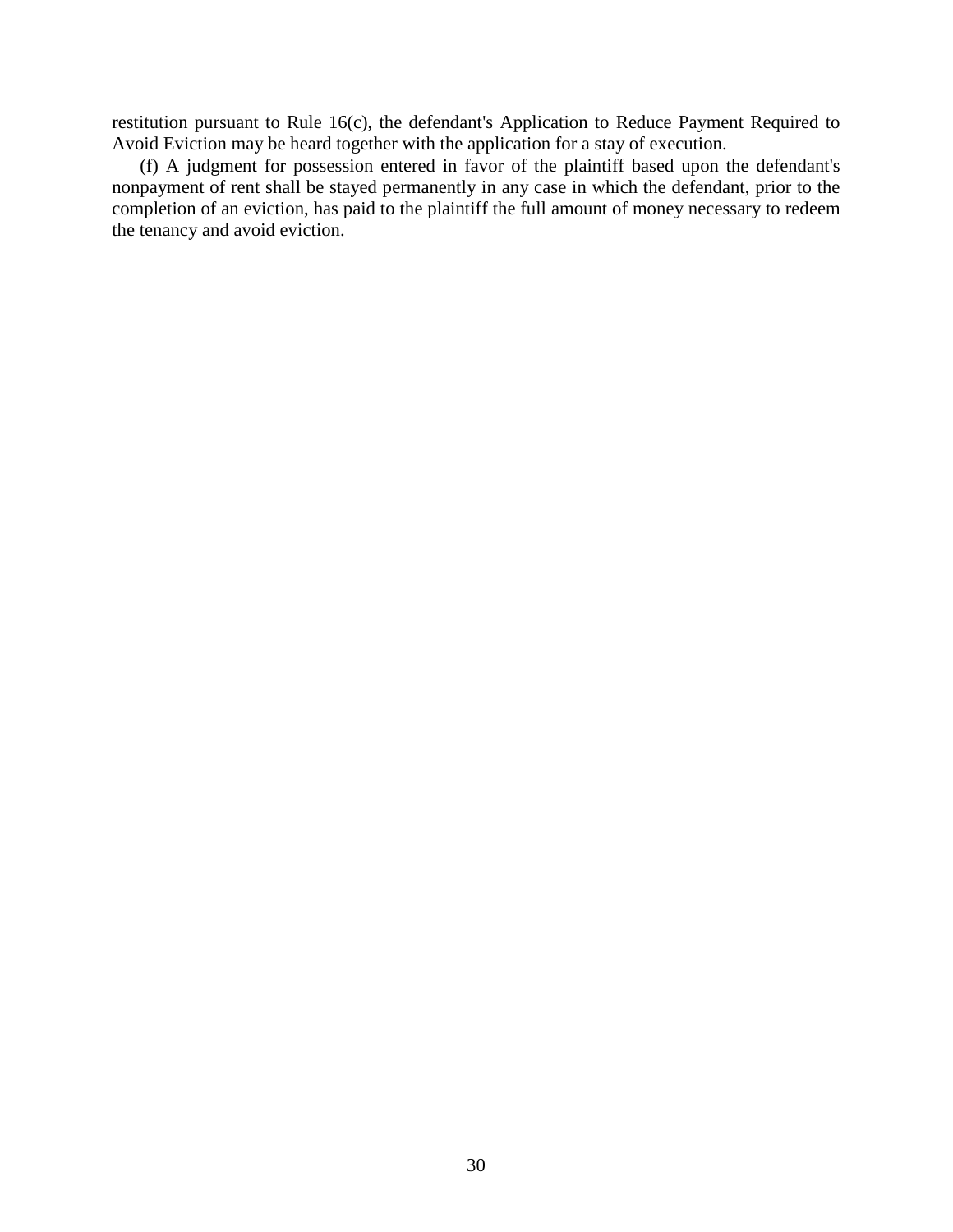restitution pursuant to Rule 16(c), the defendant's Application to Reduce Payment Required to Avoid Eviction may be heard together with the application for a stay of execution.

(f) A judgment for possession entered in favor of the plaintiff based upon the defendant's nonpayment of rent shall be stayed permanently in any case in which the defendant, prior to the completion of an eviction, has paid to the plaintiff the full amount of money necessary to redeem the tenancy and avoid eviction.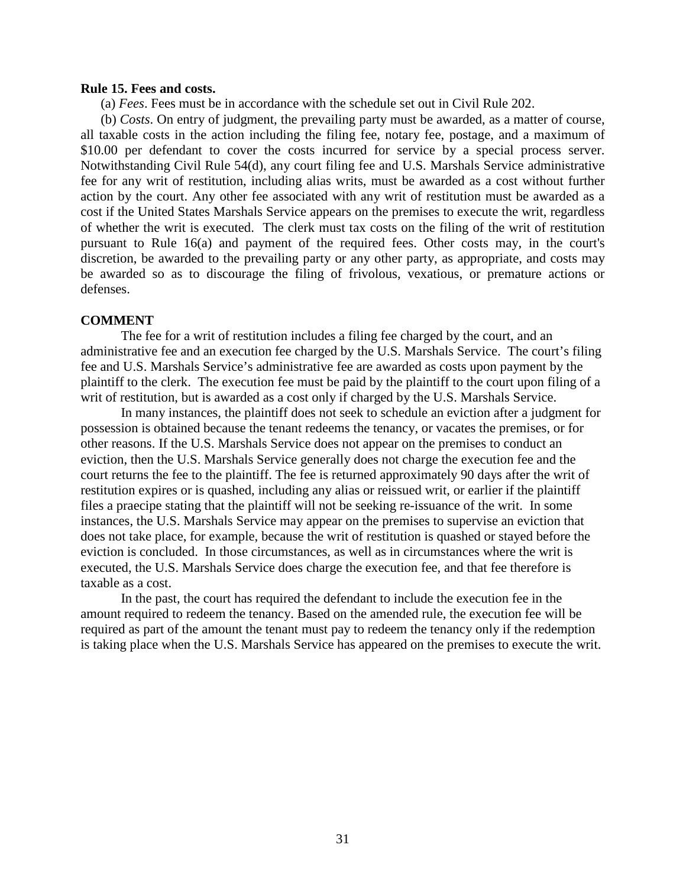**Rule 15. Fees and costs.**

(a) *Fees*. Fees must be in accordance with the schedule set out in Civil Rule 202.

(b) *Costs*. On entry of judgment, the prevailing party must be awarded, as a matter of course, all taxable costs in the action including the filing fee, notary fee, postage, and a maximum of $10.00 per defendant to cover the costs incurred for service by a special process server. Notwithstanding Civil Rule 54(d), any court filing fee and U.S. Marshals Service administrative fee for any writ of restitution, including alias writs, must be awarded as a cost without further action by the court. Any other fee associated with any writ of restitution must be awarded as a cost if the United States Marshals Service appears on the premises to execute the writ, regardless of whether the writ is executed. The clerk must tax costs on the filing of the writ of restitution pursuant to Rule 16(a) and payment of the required fees. Other costs may, in the court's discretion, be awarded to the prevailing party or any other party, as appropriate, and costs may be awarded so as to discourage the filing of frivolous, vexatious, or premature actions or defenses.

**COMMENT**

The fee for a writ of restitution includes a filing fee charged by the court, and an administrative fee and an execution fee charged by the U.S. Marshals Service. The court's filing fee and U.S. Marshals Service's administrative fee are awarded as costs upon payment by the plaintiff to the clerk. The execution fee must be paid by the plaintiff to the court upon filing of a writ of restitution, but is awarded as a cost only if charged by the U.S. Marshals Service.

In many instances, the plaintiff does not seek to schedule an eviction after a judgment for possession is obtained because the tenant redeems the tenancy, or vacates the premises, or for other reasons. If the U.S. Marshals Service does not appear on the premises to conduct an eviction, then the U.S. Marshals Service generally does not charge the execution fee and the court returns the fee to the plaintiff. The fee is returned approximately 90 days after the writ of restitution expires or is quashed, including any alias or reissued writ, or earlier if the plaintiff files a praecipe stating that the plaintiff will not be seeking re-issuance of the writ. In some instances, the U.S. Marshals Service may appear on the premises to supervise an eviction that does not take place, for example, because the writ of restitution is quashed or stayed before the eviction is concluded. In those circumstances, as well as in circumstances where the writ is executed, the U.S. Marshals Service does charge the execution fee, and that fee therefore is taxable as a cost.

In the past, the court has required the defendant to include the execution fee in the amount required to redeem the tenancy. Based on the amended rule, the execution fee will be required as part of the amount the tenant must pay to redeem the tenancy only if the redemption is taking place when the U.S. Marshals Service has appeared on the premises to execute the writ.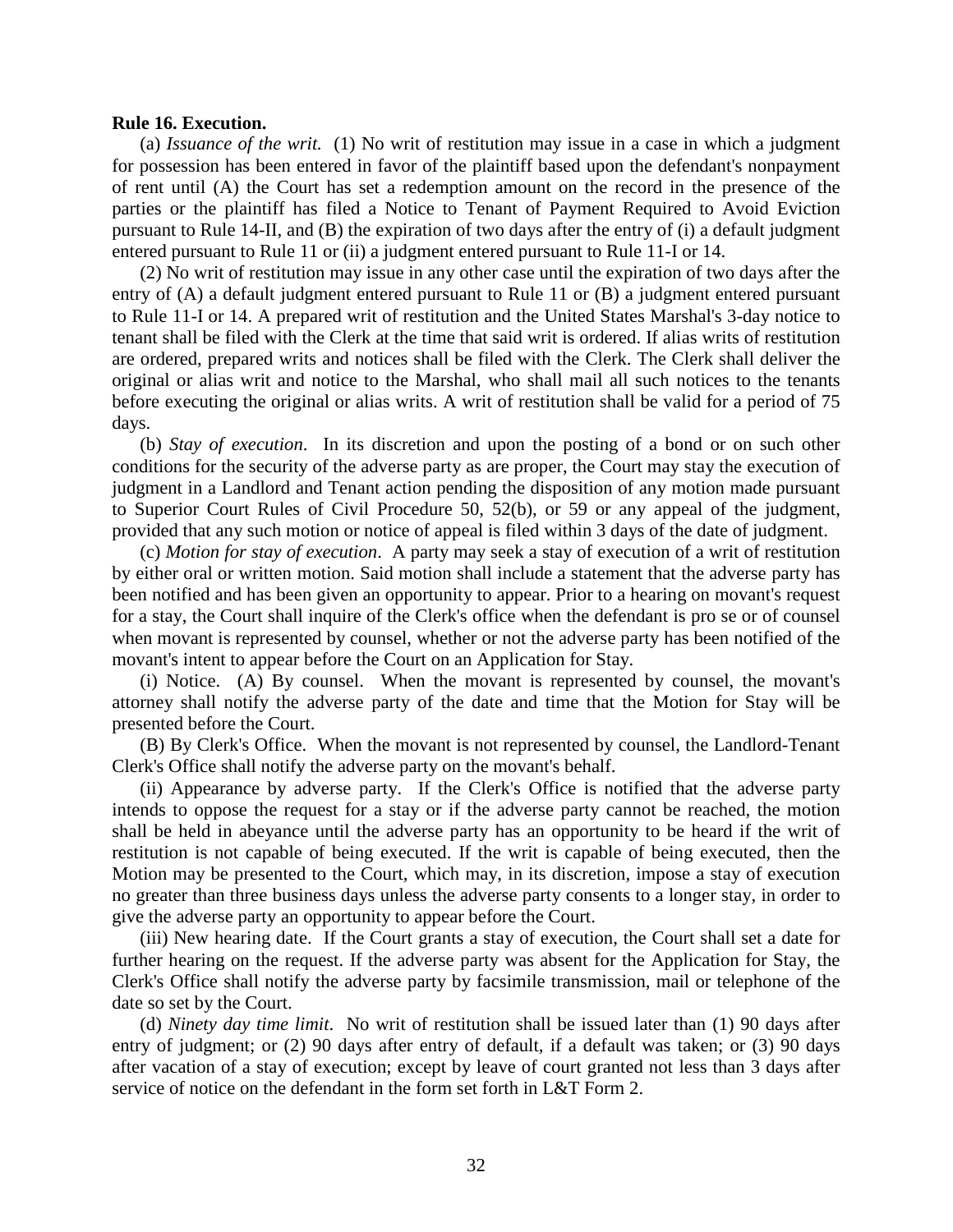**Rule 16. Execution.**

(a) *Issuance of the writ.* (1) No writ of restitution may issue in a case in which a judgment for possession has been entered in favor of the plaintiff based upon the defendant's nonpayment of rent until (A) the Court has set a redemption amount on the record in the presence of the parties or the plaintiff has filed a Notice to Tenant of Payment Required to Avoid Eviction pursuant to Rule 14-II, and (B) the expiration of two days after the entry of (i) a default judgment entered pursuant to Rule 11 or (ii) a judgment entered pursuant to Rule 11-I or 14.

(2) No writ of restitution may issue in any other case until the expiration of two days after the entry of (A) a default judgment entered pursuant to Rule 11 or (B) a judgment entered pursuant to Rule 11-I or 14. A prepared writ of restitution and the United States Marshal's 3-day notice to tenant shall be filed with the Clerk at the time that said writ is ordered. If alias writs of restitution are ordered, prepared writs and notices shall be filed with the Clerk. The Clerk shall deliver the original or alias writ and notice to the Marshal, who shall mail all such notices to the tenants before executing the original or alias writs. A writ of restitution shall be valid for a period of 75 days.

(b) *Stay of execution*. In its discretion and upon the posting of a bond or on such other conditions for the security of the adverse party as are proper, the Court may stay the execution of judgment in a Landlord and Tenant action pending the disposition of any motion made pursuant to Superior Court Rules of Civil Procedure 50, 52(b), or 59 or any appeal of the judgment, provided that any such motion or notice of appeal is filed within 3 days of the date of judgment.

(c) *Motion for stay of execution*. A party may seek a stay of execution of a writ of restitution by either oral or written motion. Said motion shall include a statement that the adverse party has been notified and has been given an opportunity to appear. Prior to a hearing on movant's request for a stay, the Court shall inquire of the Clerk's office when the defendant is pro se or of counsel when movant is represented by counsel, whether or not the adverse party has been notified of the movant's intent to appear before the Court on an Application for Stay.

(i) Notice. (A) By counsel. When the movant is represented by counsel, the movant's attorney shall notify the adverse party of the date and time that the Motion for Stay will be presented before the Court.

(B) By Clerk's Office. When the movant is not represented by counsel, the Landlord-Tenant Clerk's Office shall notify the adverse party on the movant's behalf.

(ii) Appearance by adverse party. If the Clerk's Office is notified that the adverse party intends to oppose the request for a stay or if the adverse party cannot be reached, the motion shall be held in abeyance until the adverse party has an opportunity to be heard if the writ of restitution is not capable of being executed. If the writ is capable of being executed, then the Motion may be presented to the Court, which may, in its discretion, impose a stay of execution no greater than three business days unless the adverse party consents to a longer stay, in order to give the adverse party an opportunity to appear before the Court.

(iii) New hearing date. If the Court grants a stay of execution, the Court shall set a date for further hearing on the request. If the adverse party was absent for the Application for Stay, the Clerk's Office shall notify the adverse party by facsimile transmission, mail or telephone of the date so set by the Court.

(d) *Ninety day time limit*. No writ of restitution shall be issued later than (1) 90 days after entry of judgment; or (2) 90 days after entry of default, if a default was taken; or (3) 90 days after vacation of a stay of execution; except by leave of court granted not less than 3 days after service of notice on the defendant in the form set forth in L&T Form 2.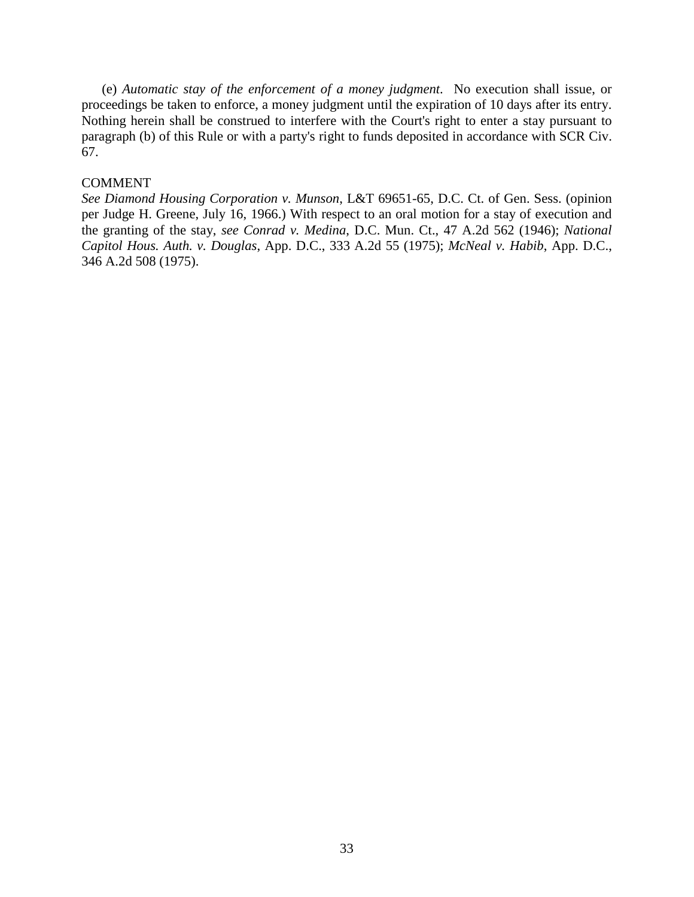(e) *Automatic stay of the enforcement of a money judgment.* No execution shall issue, or proceedings be taken to enforce, a money judgment until the expiration of 10 days after its entry. Nothing herein shall be construed to interfere with the Court's right to enter a stay pursuant to paragraph (b) of this Rule or with a party's right to funds deposited in accordance with SCR Civ. 67.

COMMENT

*See Diamond Housing Corporation v. Munson*, L&T 69651-65, D.C. Ct. of Gen. Sess. (opinion per Judge H. Greene, July 16, 1966.) With respect to an oral motion for a stay of execution and the granting of the stay, *see Conrad v. Medina*, D.C. Mun. Ct., 47 A.2d 562 (1946); *National Capitol Hous. Auth. v. Douglas*, App. D.C., 333 A.2d 55 (1975); *McNeal v. Habib*, App. D.C., 346 A.2d 508 (1975).